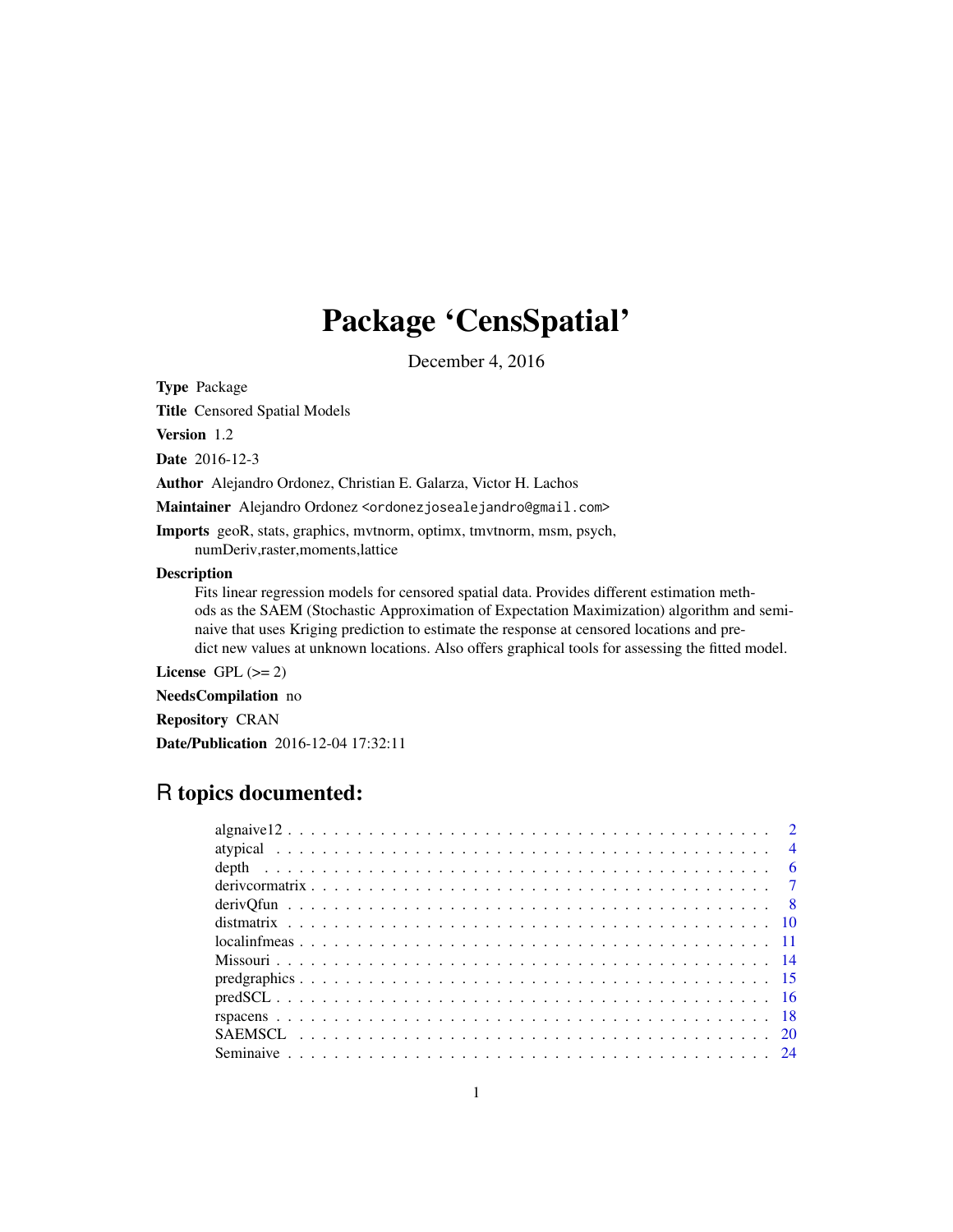# Package 'CensSpatial'

December 4, 2016

**Type** Package

**Title** Censored Spatial Models

**Version** 1.2

**Date** 2016-12-3

**Author** Alejandro Ordonez, Christian E. Galarza, Victor H. Lachos

**Maintainer** Alejandro Ordonez <ordonezjosealejandro@gmail.com>

**Imports** geoR, stats, graphics, mvtnorm, optimx, tmvtnorm, msm, psych, numDeriv,raster,moments,lattice

**Description** Fits linear regression models for censored spatial data. Provides different estimation methods as the SAEM (Stochastic Approximation of Expectation Maximization) algorithm and seminaive that uses Kriging prediction to estimate the response at censored locations and predict new values at unknown locations. Also offers graphical tools for assessing the fitted model.

**License** GPL (>= 2)

**NeedsCompilation** no

**Repository** CRAN

**Date/Publication** 2016-12-04 17:32:11

## R topics documented:

| | |
|---|---|
| algnaive12 | 2 |
| atypical | 4 |
| depth | 6 |
| derivcormatrix | 7 |
| derivQfun | 8 |
| distmatrix | 10 |
| localinfmeas | 11 |
| Missouri | 14 |
| predgraphics | 15 |
| predSCL | 16 |
| rspacens | 18 |
| SAEMSCL | 20 |
| Seminaive | 24 |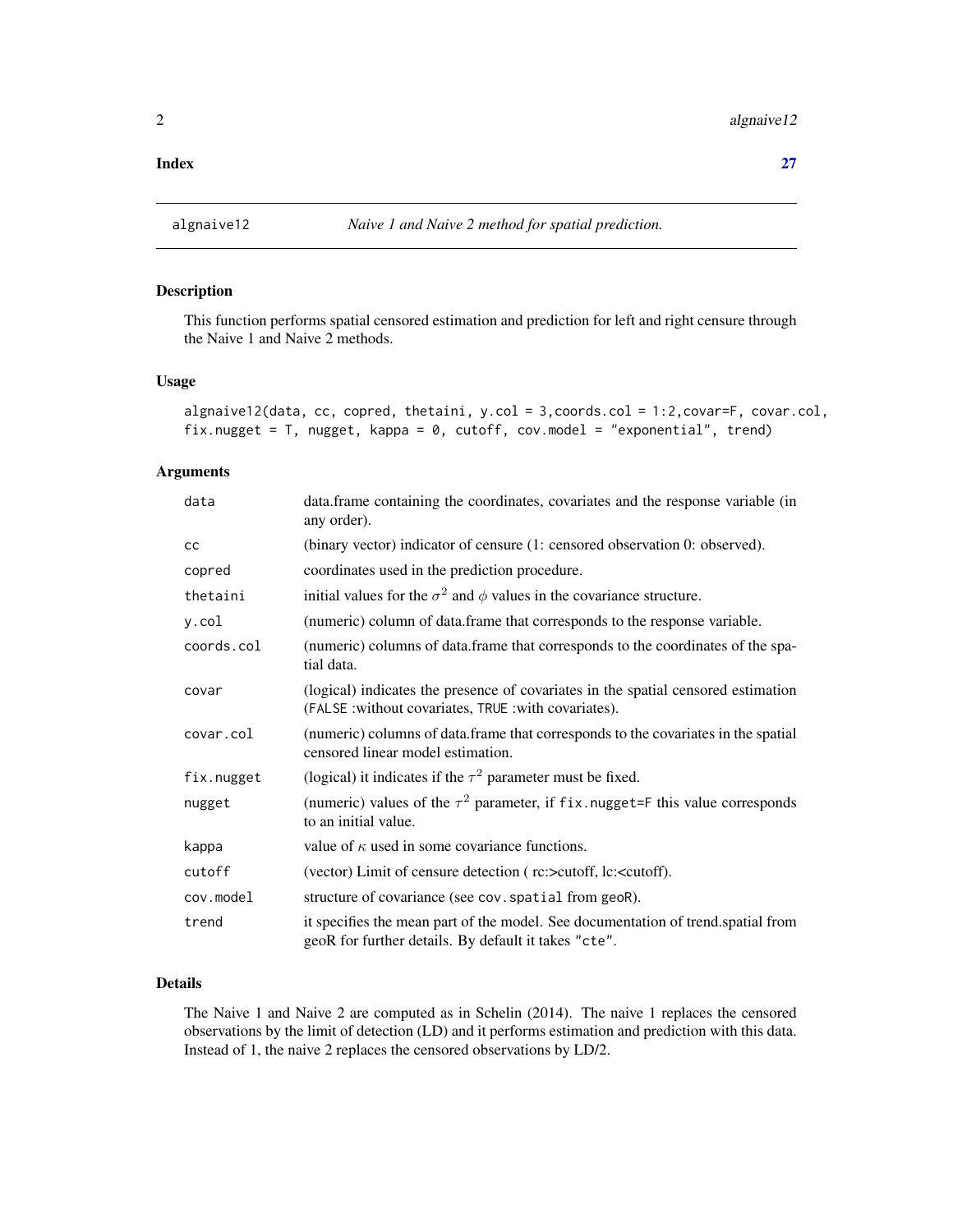**Index** **27**

---

`algnaive12` *Naive 1 and Naive 2 method for spatial prediction.*

---

## Description

This function performs spatial censored estimation and prediction for left and right censure through the Naive 1 and Naive 2 methods.

## Usage

```
algnaive12(data, cc, copred, thetaini, y.col = 3,coords.col = 1:2,covar=F, covar.col,
fix.nugget = T, nugget, kappa = 0, cutoff, cov.model = "exponential", trend)
```

## Arguments

| | |
|---|---|
| `data` | data.frame containing the coordinates, covariates and the response variable (in any order). |
| `cc` | (binary vector) indicator of censure (1: censored observation 0: observed). |
| `copred` | coordinates used in the prediction procedure. |
| `thetaini` | initial values for the $\sigma^2$ and $\phi$ values in the covariance structure. |
| `y.col` | (numeric) column of data.frame that corresponds to the response variable. |
| `coords.col` | (numeric) columns of data.frame that corresponds to the coordinates of the spatial data. |
| `covar` | (logical) indicates the presence of covariates in the spatial censored estimation (`FALSE` :without covariates, `TRUE` :with covariates). |
| `covar.col` | (numeric) columns of data.frame that corresponds to the covariates in the spatial censored linear model estimation. |
| `fix.nugget` | (logical) it indicates if the $\tau^2$ parameter must be fixed. |
| `nugget` | (numeric) values of the $\tau^2$ parameter, if `fix.nugget=F` this value corresponds to an initial value. |
| `kappa` | value of $\kappa$ used in some covariance functions. |
| `cutoff` | (vector) Limit of censure detection ( rc:>cutoff, lc:<cutoff). |
| `cov.model` | structure of covariance (see `cov.spatial` from `geoR`). |
| `trend` | it specifies the mean part of the model. See documentation of trend.spatial from geoR for further details. By default it takes `"cte"`. |

## Details

The Naive 1 and Naive 2 are computed as in Schelin (2014). The naive 1 replaces the censored observations by the limit of detection (LD) and it performs estimation and prediction with this data. Instead of 1, the naive 2 replaces the censored observations by LD/2.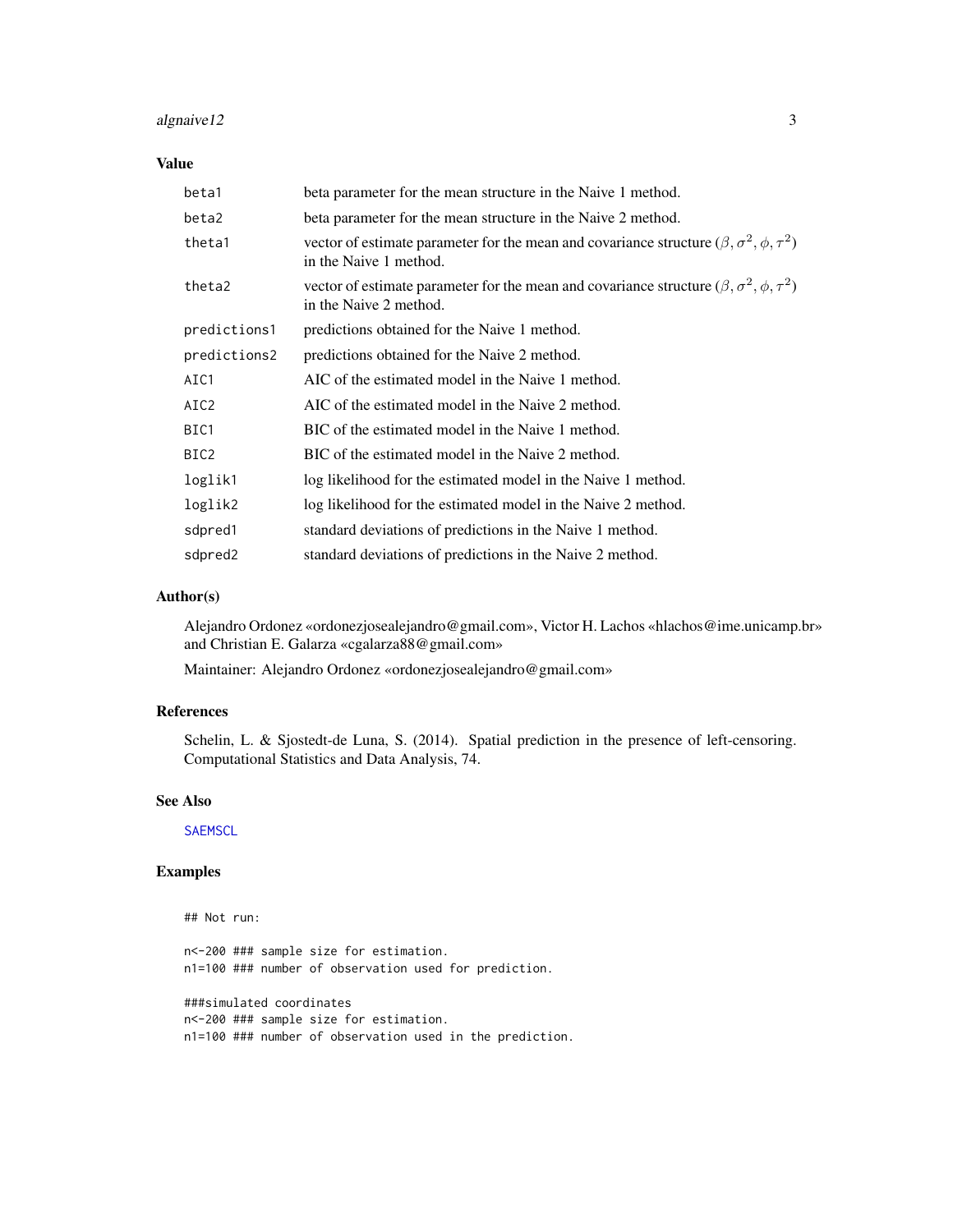## Value

| | |
|---|---|
| beta1 | beta parameter for the mean structure in the Naive 1 method. |
| beta2 | beta parameter for the mean structure in the Naive 2 method. |
| theta1 | vector of estimate parameter for the mean and covariance structure $(\beta, \sigma^2, \phi, \tau^2)$ in the Naive 1 method. |
| theta2 | vector of estimate parameter for the mean and covariance structure $(\beta, \sigma^2, \phi, \tau^2)$ in the Naive 2 method. |
| predictions1 | predictions obtained for the Naive 1 method. |
| predictions2 | predictions obtained for the Naive 2 method. |
| AIC1 | AIC of the estimated model in the Naive 1 method. |
| AIC2 | AIC of the estimated model in the Naive 2 method. |
| BIC1 | BIC of the estimated model in the Naive 1 method. |
| BIC2 | BIC of the estimated model in the Naive 2 method. |
| loglik1 | log likelihood for the estimated model in the Naive 1 method. |
| loglik2 | log likelihood for the estimated model in the Naive 2 method. |
| sdpred1 | standard deviations of predictions in the Naive 1 method. |
| sdpred2 | standard deviations of predictions in the Naive 2 method. |

## Author(s)

Alejandro Ordonez «ordonezjosealejandro@gmail.com», Victor H. Lachos «hlachos@ime.unicamp.br» and Christian E. Galarza «cgalarza88@gmail.com»

Maintainer: Alejandro Ordonez «ordonezjosealejandro@gmail.com»

## References

Schelin, L. & Sjostedt-de Luna, S. (2014). Spatial prediction in the presence of left-censoring. Computational Statistics and Data Analysis, 74.

## See Also

SAEMSCL

## Examples

```
## Not run:

n<-200 ### sample size for estimation.
n1=100 ### number of observation used for prediction.

###simulated coordinates
n<-200 ### sample size for estimation.
n1=100 ### number of observation used in the prediction.
```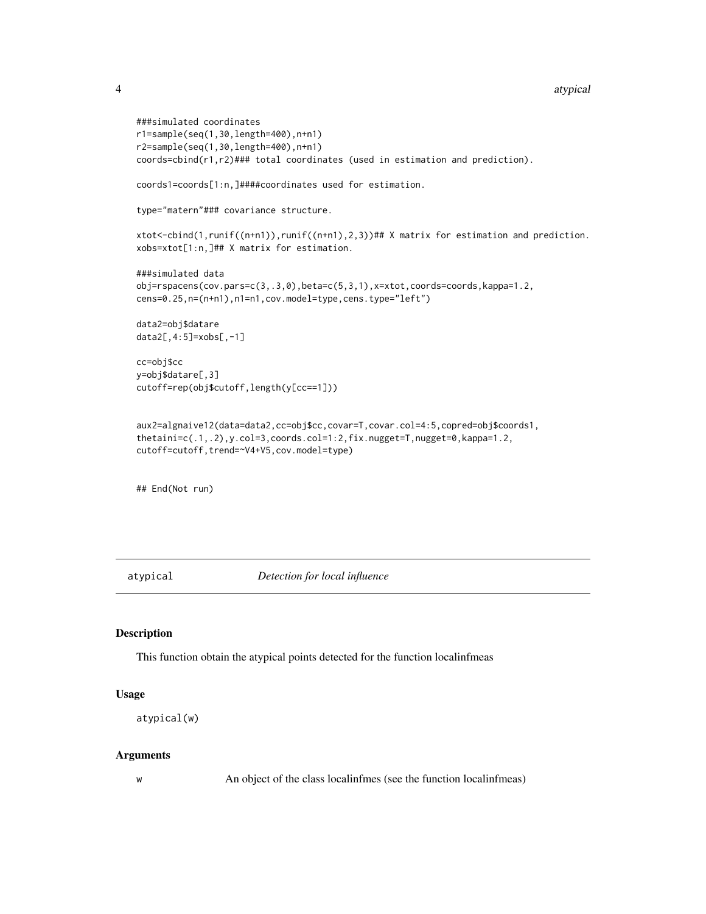```
###simulated coordinates
r1=sample(seq(1,30,length=400),n+n1)
r2=sample(seq(1,30,length=400),n+n1)
coords=cbind(r1,r2)### total coordinates (used in estimation and prediction).

coords1=coords[1:n,]####coordinates used for estimation.

type="matern"### covariance structure.

xtot<-cbind(1,runif((n+n1)),runif((n+n1),2,3))## X matrix for estimation and prediction.
xobs=xtot[1:n,]## X matrix for estimation.

###simulated data
obj=rspacens(cov.pars=c(3,.3,0),beta=c(5,3,1),x=xtot,coords=coords,kappa=1.2,
cens=0.25,n=(n+n1),n1=n1,cov.model=type,cens.type="left")

data2=obj$datare
data2[,4:5]=xobs[,-1]

cc=obj$cc
y=obj$datare[,3]
cutoff=rep(obj$cutoff,length(y[cc==1]))


aux2=algnaive12(data=data2,cc=obj$cc,covar=T,covar.col=4:5,copred=obj$coords1,
thetaini=c(.1,.2),y.col=3,coords.col=1:2,fix.nugget=T,nugget=0,kappa=1.2,
cutoff=cutoff,trend=~V4+V5,cov.model=type)


## End(Not run)
```

## atypical *Detection for local influence*

### Description

This function obtain the atypical points detected for the function localinfmeas

### Usage

```
atypical(w)
```

### Arguments

w An object of the class localinfmes (see the function localinfmeas)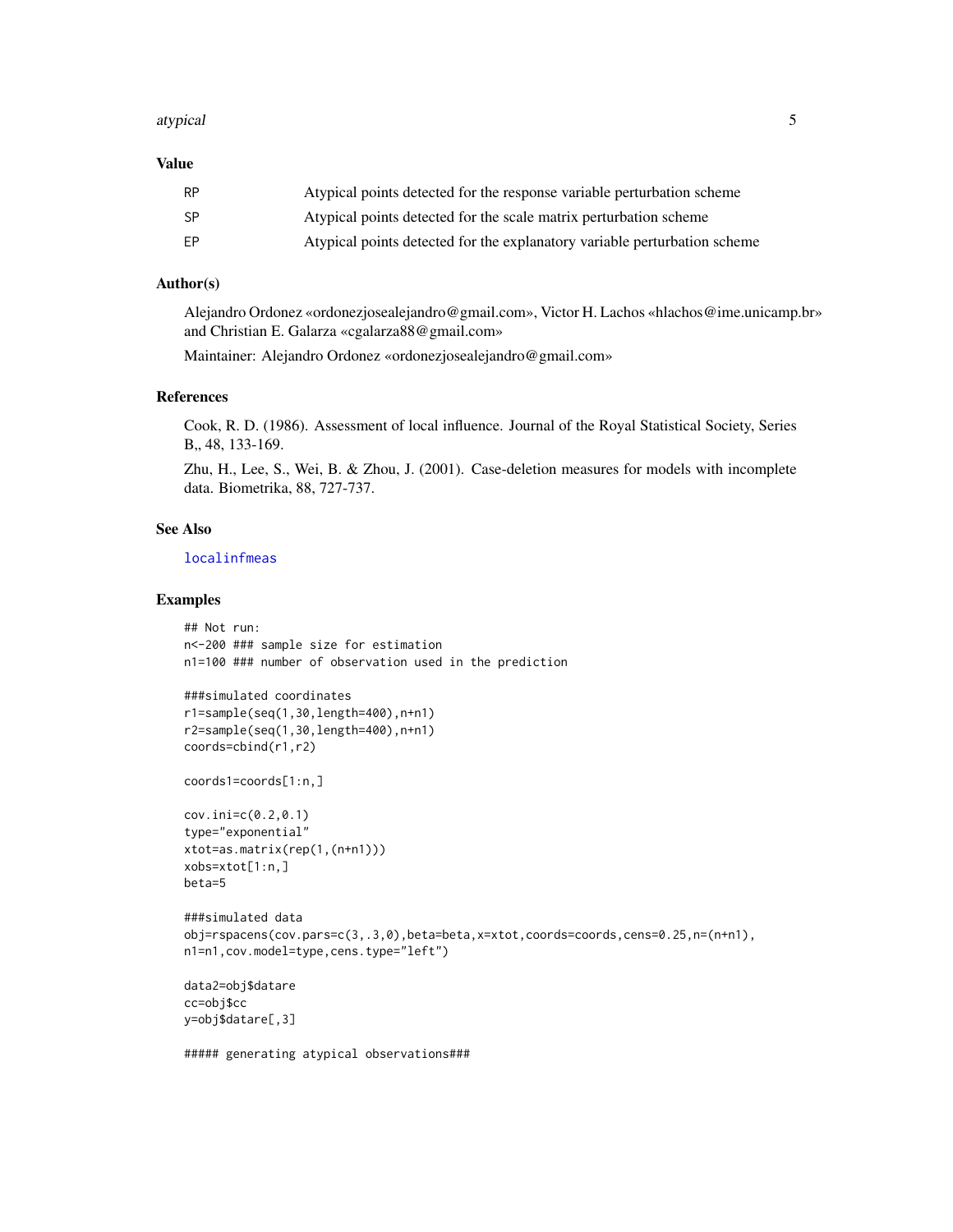## Value

| | |
|---|---|
| RP | Atypical points detected for the response variable perturbation scheme |
| SP | Atypical points detected for the scale matrix perturbation scheme |
| EP | Atypical points detected for the explanatory variable perturbation scheme |

## Author(s)

Alejandro Ordonez «ordonezjosealejandro@gmail.com», Victor H. Lachos «hlachos@ime.unicamp.br» and Christian E. Galarza «cgalarza88@gmail.com»

Maintainer: Alejandro Ordonez «ordonezjosealejandro@gmail.com»

## References

Cook, R. D. (1986). Assessment of local influence. Journal of the Royal Statistical Society, Series B,, 48, 133-169.

Zhu, H., Lee, S., Wei, B. & Zhou, J. (2001). Case-deletion measures for models with incomplete data. Biometrika, 88, 727-737.

## See Also

localinfmeas

## Examples

```
## Not run:
n<-200 ### sample size for estimation
n1=100 ### number of observation used in the prediction

###simulated coordinates
r1=sample(seq(1,30,length=400),n+n1)
r2=sample(seq(1,30,length=400),n+n1)
coords=cbind(r1,r2)

coords1=coords[1:n,]

cov.ini=c(0.2,0.1)
type="exponential"
xtot=as.matrix(rep(1,(n+n1)))
xobs=xtot[1:n,]
beta=5

###simulated data
obj=rspacens(cov.pars=c(3,.3,0),beta=beta,x=xtot,coords=coords,cens=0.25,n=(n+n1),
n1=n1,cov.model=type,cens.type="left")

data2=obj$datare
cc=obj$cc
y=obj$datare[,3]

##### generating atypical observations###
```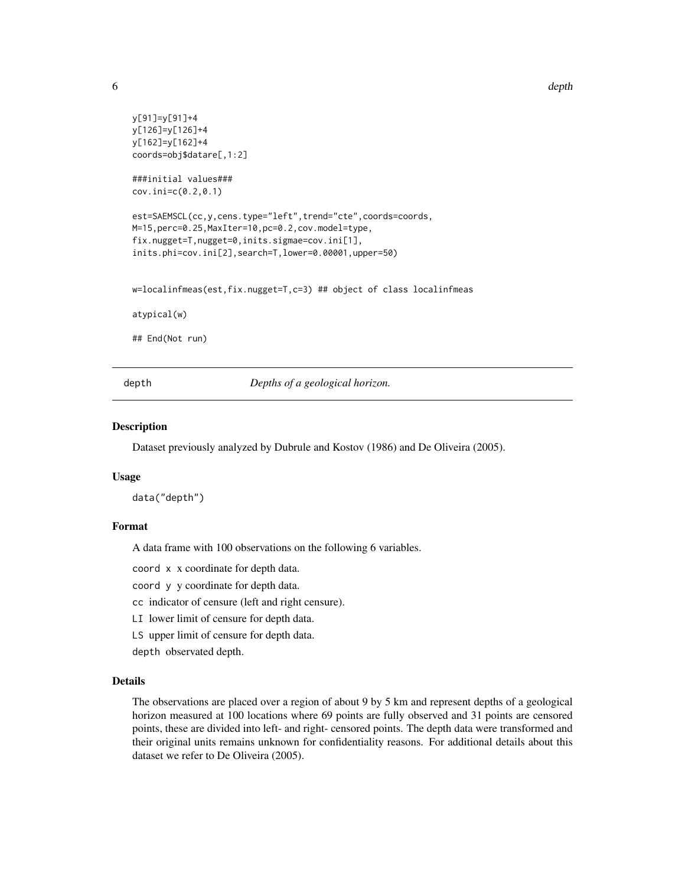```
y[91]=y[91]+4
y[126]=y[126]+4
y[162]=y[162]+4
coords=obj$datare[,1:2]

###initial values###
cov.ini=c(0.2,0.1)

est=SAEMSCL(cc,y,cens.type="left",trend="cte",coords=coords,
M=15,perc=0.25,MaxIter=10,pc=0.2,cov.model=type,
fix.nugget=T,nugget=0,inits.sigmae=cov.ini[1],
inits.phi=cov.ini[2],search=T,lower=0.00001,upper=50)


w=localinfmeas(est,fix.nugget=T,c=3) ## object of class localinfmeas

atypical(w)

## End(Not run)
```

---

## depth — *Depths of a geological horizon.*

### Description

Dataset previously analyzed by Dubrule and Kostov (1986) and De Oliveira (2005).

### Usage

```
data("depth")
```

### Format

A data frame with 100 observations on the following 6 variables.

- `coord x` x coordinate for depth data.
- `coord y` y coordinate for depth data.
- `cc` indicator of censure (left and right censure).
- `LI` lower limit of censure for depth data.
- `LS` upper limit of censure for depth data.
- `depth` observated depth.

### Details

The observations are placed over a region of about 9 by 5 km and represent depths of a geological horizon measured at 100 locations where 69 points are fully observed and 31 points are censored points, these are divided into left- and right- censored points. The depth data were transformed and their original units remains unknown for confidentiality reasons. For additional details about this dataset we refer to De Oliveira (2005).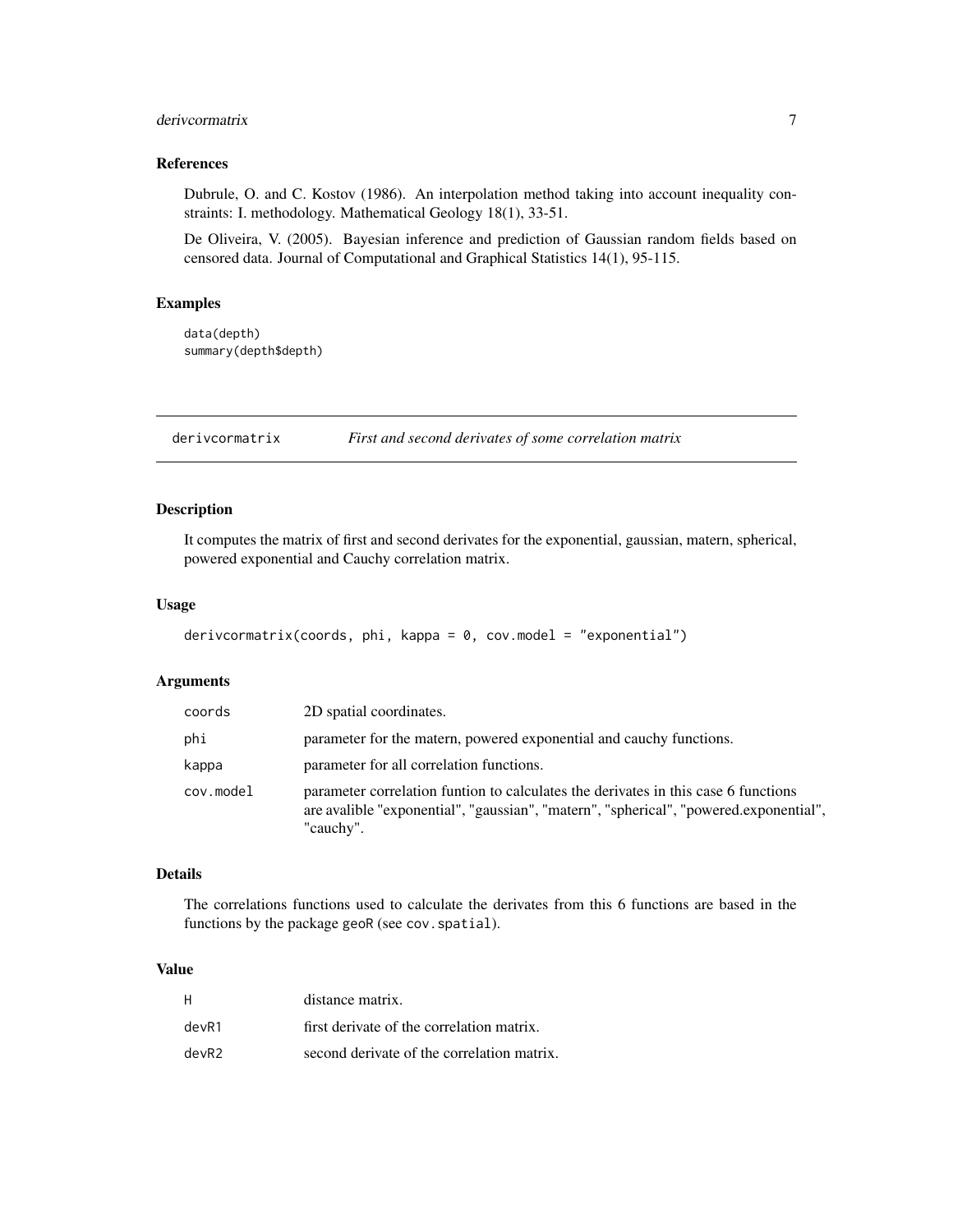## References

Dubrule, O. and C. Kostov (1986). An interpolation method taking into account inequality constraints: I. methodology. Mathematical Geology 18(1), 33-51.

De Oliveira, V. (2005). Bayesian inference and prediction of Gaussian random fields based on censored data. Journal of Computational and Graphical Statistics 14(1), 95-115.

## Examples

```
data(depth)
summary(depth$depth)
```

---

# derivcormatrix — *First and second derivates of some correlation matrix*

---

## Description

It computes the matrix of first and second derivates for the exponential, gaussian, matern, spherical, powered exponential and Cauchy correlation matrix.

## Usage

```
derivcormatrix(coords, phi, kappa = 0, cov.model = "exponential")
```

## Arguments

| | |
|---|---|
| `coords` | 2D spatial coordinates. |
| `phi` | parameter for the matern, powered exponential and cauchy functions. |
| `kappa` | parameter for all correlation functions. |
| `cov.model` | parameter correlation funtion to calculates the derivates in this case 6 functions are avalible "exponential", "gaussian", "matern", "spherical", "powered.exponential", "cauchy". |

## Details

The correlations functions used to calculate the derivates from this 6 functions are based in the functions by the package `geoR` (see `cov.spatial`).

## Value

| | |
|---|---|
| `H` | distance matrix. |
| `devR1` | first derivate of the correlation matrix. |
| `devR2` | second derivate of the correlation matrix. |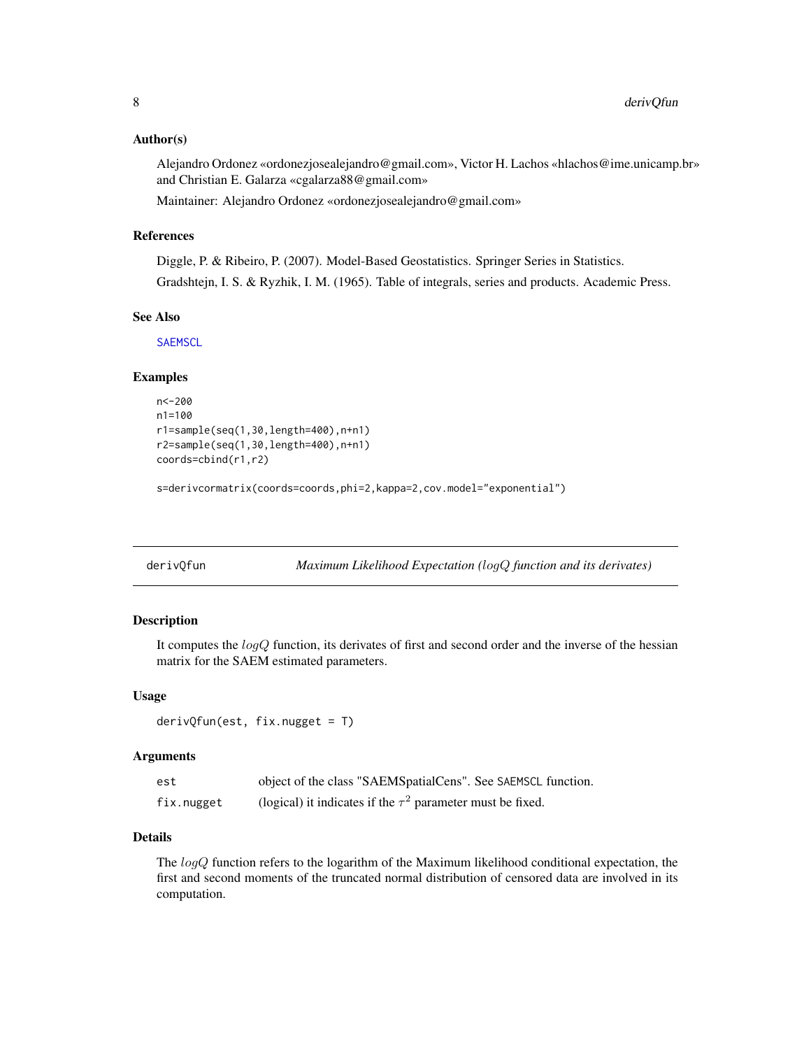### Author(s)

Alejandro Ordonez «ordonezjosealejandro@gmail.com», Victor H. Lachos «hlachos@ime.unicamp.br» and Christian E. Galarza «cgalarza88@gmail.com»

Maintainer: Alejandro Ordonez «ordonezjosealejandro@gmail.com»

### References

Diggle, P. & Ribeiro, P. (2007). Model-Based Geostatistics. Springer Series in Statistics.

Gradshtejn, I. S. & Ryzhik, I. M. (1965). Table of integrals, series and products. Academic Press.

### See Also

SAEMSCL

### Examples

```
n<-200
n1=100
r1=sample(seq(1,30,length=400),n+n1)
r2=sample(seq(1,30,length=400),n+n1)
coords=cbind(r1,r2)

s=derivcormatrix(coords=coords,phi=2,kappa=2,cov.model="exponential")
```

---

## derivQfun — *Maximum Likelihood Expectation ($logQ$ function and its derivates)*

### Description

It computes the $logQ$ function, its derivates of first and second order and the inverse of the hessian matrix for the SAEM estimated parameters.

### Usage

```
derivQfun(est, fix.nugget = T)
```

### Arguments

| | |
|---|---|
| est | object of the class "SAEMSpatialCens". See SAEMSCL function. |
| fix.nugget | (logical) it indicates if the $\tau^2$ parameter must be fixed. |

### Details

The $logQ$ function refers to the logarithm of the Maximum likelihood conditional expectation, the first and second moments of the truncated normal distribution of censored data are involved in its computation.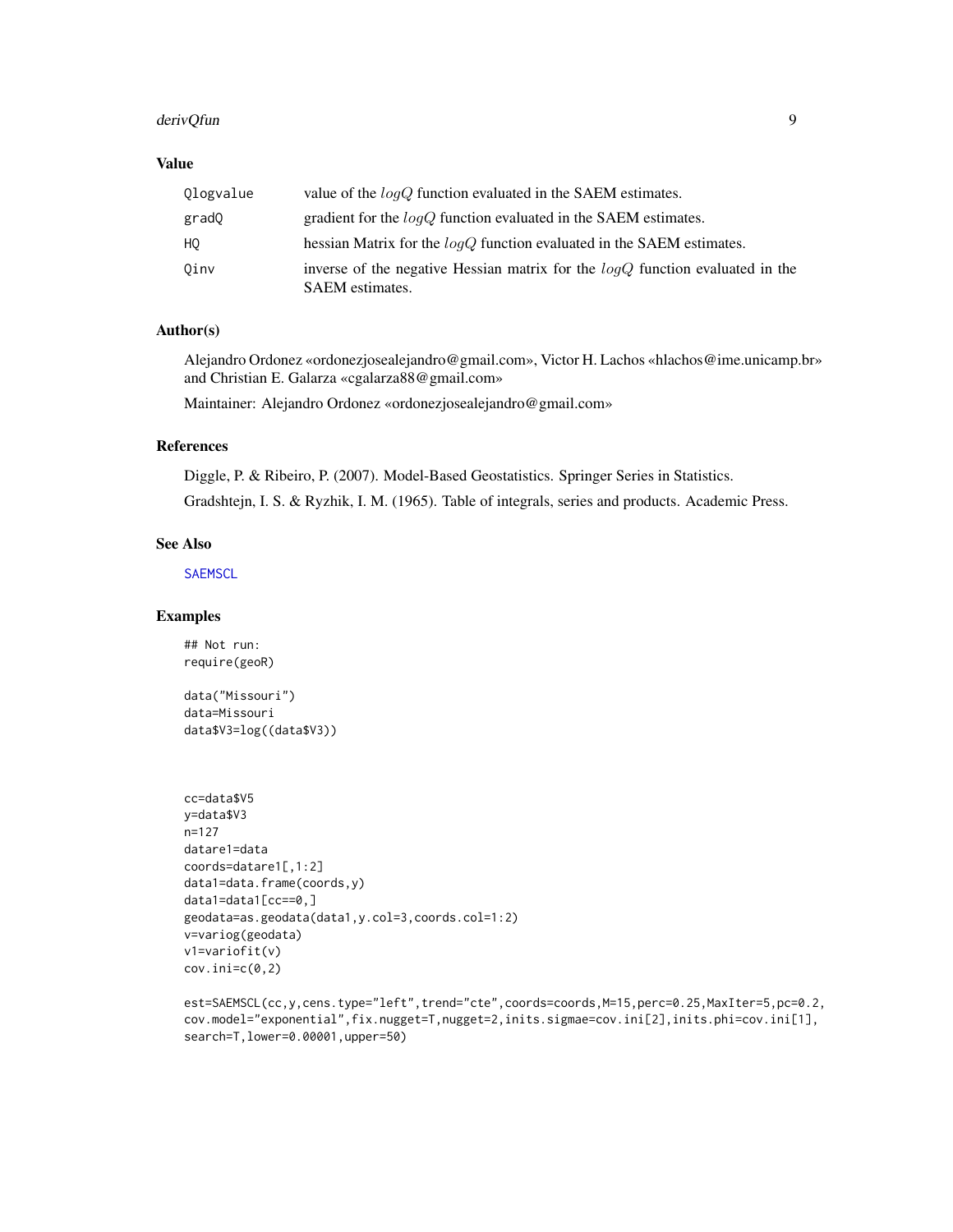## Value

| | |
|---|---|
| Qlogvalue | value of the $logQ$ function evaluated in the SAEM estimates. |
| gradQ | gradient for the $logQ$ function evaluated in the SAEM estimates. |
| HQ | hessian Matrix for the $logQ$ function evaluated in the SAEM estimates. |
| Qinv | inverse of the negative Hessian matrix for the $logQ$ function evaluated in the SAEM estimates. |

## Author(s)

Alejandro Ordonez «ordonezjosealejandro@gmail.com», Victor H. Lachos «hlachos@ime.unicamp.br» and Christian E. Galarza «cgalarza88@gmail.com»

Maintainer: Alejandro Ordonez «ordonezjosealejandro@gmail.com»

## References

Diggle, P. & Ribeiro, P. (2007). Model-Based Geostatistics. Springer Series in Statistics.

Gradshtejn, I. S. & Ryzhik, I. M. (1965). Table of integrals, series and products. Academic Press.

## See Also

SAEMSCL

## Examples

```
## Not run:
require(geoR)

data("Missouri")
data=Missouri
data$V3=log((data$V3))



cc=data$V5
y=data$V3
n=127
datare1=data
coords=datare1[,1:2]
data1=data.frame(coords,y)
data1=data1[cc==0,]
geodata=as.geodata(data1,y.col=3,coords.col=1:2)
v=variog(geodata)
v1=variofit(v)
cov.ini=c(0,2)

est=SAEMSCL(cc,y,cens.type="left",trend="cte",coords=coords,M=15,perc=0.25,MaxIter=5,pc=0.2,
cov.model="exponential",fix.nugget=T,nugget=2,inits.sigmae=cov.ini[2],inits.phi=cov.ini[1],
search=T,lower=0.00001,upper=50)
```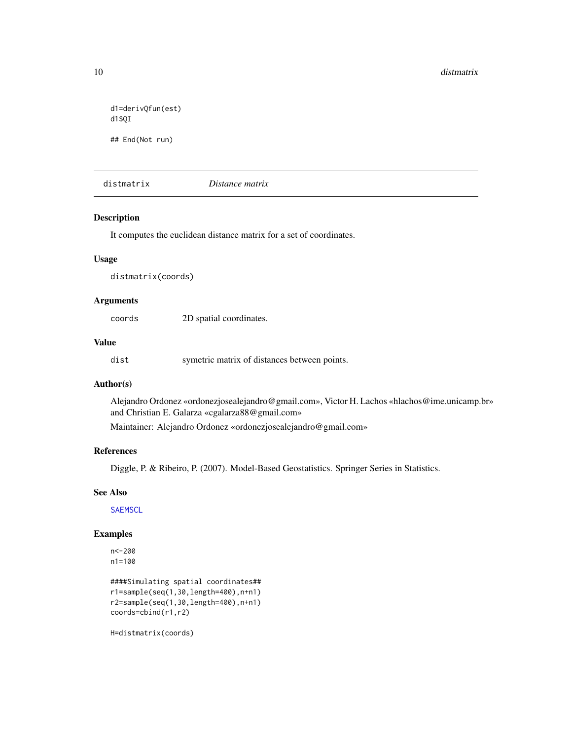```
d1=derivQfun(est)
d1$QI

## End(Not run)
```

## distmatrix — *Distance matrix*

### Description

It computes the euclidean distance matrix for a set of coordinates.

### Usage

```
distmatrix(coords)
```

### Arguments

| | |
|---|---|
| coords | 2D spatial coordinates. |

### Value

| | |
|---|---|
| dist | symetric matrix of distances between points. |

### Author(s)

Alejandro Ordonez «ordonezjosealejandro@gmail.com», Victor H. Lachos «hlachos@ime.unicamp.br» and Christian E. Galarza «cgalarza88@gmail.com»

Maintainer: Alejandro Ordonez «ordonezjosealejandro@gmail.com»

### References

Diggle, P. & Ribeiro, P. (2007). Model-Based Geostatistics. Springer Series in Statistics.

### See Also

SAEMSCL

### Examples

```
n<-200
n1=100

####Simulating spatial coordinates##
r1=sample(seq(1,30,length=400),n+n1)
r2=sample(seq(1,30,length=400),n+n1)
coords=cbind(r1,r2)

H=distmatrix(coords)
```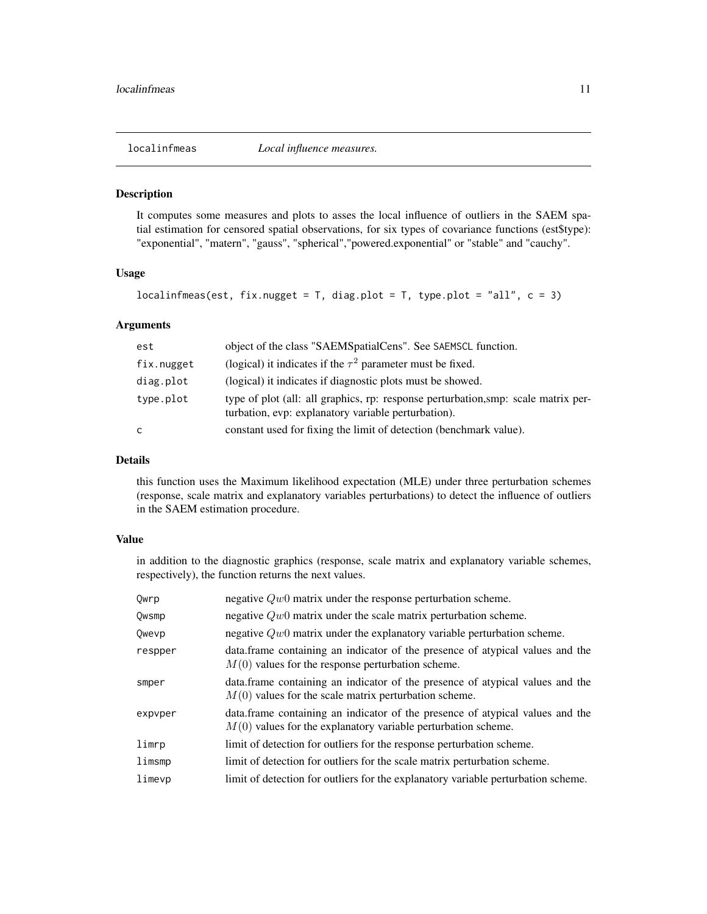# localinfmeas *Local influence measures.*

## Description

It computes some measures and plots to asses the local influence of outliers in the SAEM spatial estimation for censored spatial observations, for six types of covariance functions (est$type): "exponential", "matern", "gauss", "spherical","powered.exponential" or "stable" and "cauchy".

## Usage

```
localinfmeas(est, fix.nugget = T, diag.plot = T, type.plot = "all", c = 3)
```

## Arguments

| | |
|---|---|
| est | object of the class "SAEMSpatialCens". See SAEMSCL function. |
| fix.nugget | (logical) it indicates if the $\tau^2$ parameter must be fixed. |
| diag.plot | (logical) it indicates if diagnostic plots must be showed. |
| type.plot | type of plot (all: all graphics, rp: response perturbation,smp: scale matrix perturbation, evp: explanatory variable perturbation). |
| c | constant used for fixing the limit of detection (benchmark value). |

## Details

this function uses the Maximum likelihood expectation (MLE) under three perturbation schemes (response, scale matrix and explanatory variables perturbations) to detect the influence of outliers in the SAEM estimation procedure.

## Value

in addition to the diagnostic graphics (response, scale matrix and explanatory variable schemes, respectively), the function returns the next values.

| | |
|---|---|
| Qwrp | negative $Qw0$ matrix under the response perturbation scheme. |
| Qwsmp | negative $Qw0$ matrix under the scale matrix perturbation scheme. |
| Qwevp | negative $Qw0$ matrix under the explanatory variable perturbation scheme. |
| respper | data.frame containing an indicator of the presence of atypical values and the $M(0)$ values for the response perturbation scheme. |
| smper | data.frame containing an indicator of the presence of atypical values and the $M(0)$ values for the scale matrix perturbation scheme. |
| expvper | data.frame containing an indicator of the presence of atypical values and the $M(0)$ values for the explanatory variable perturbation scheme. |
| limrp | limit of detection for outliers for the response perturbation scheme. |
| limsmp | limit of detection for outliers for the scale matrix perturbation scheme. |
| limevp | limit of detection for outliers for the explanatory variable perturbation scheme. |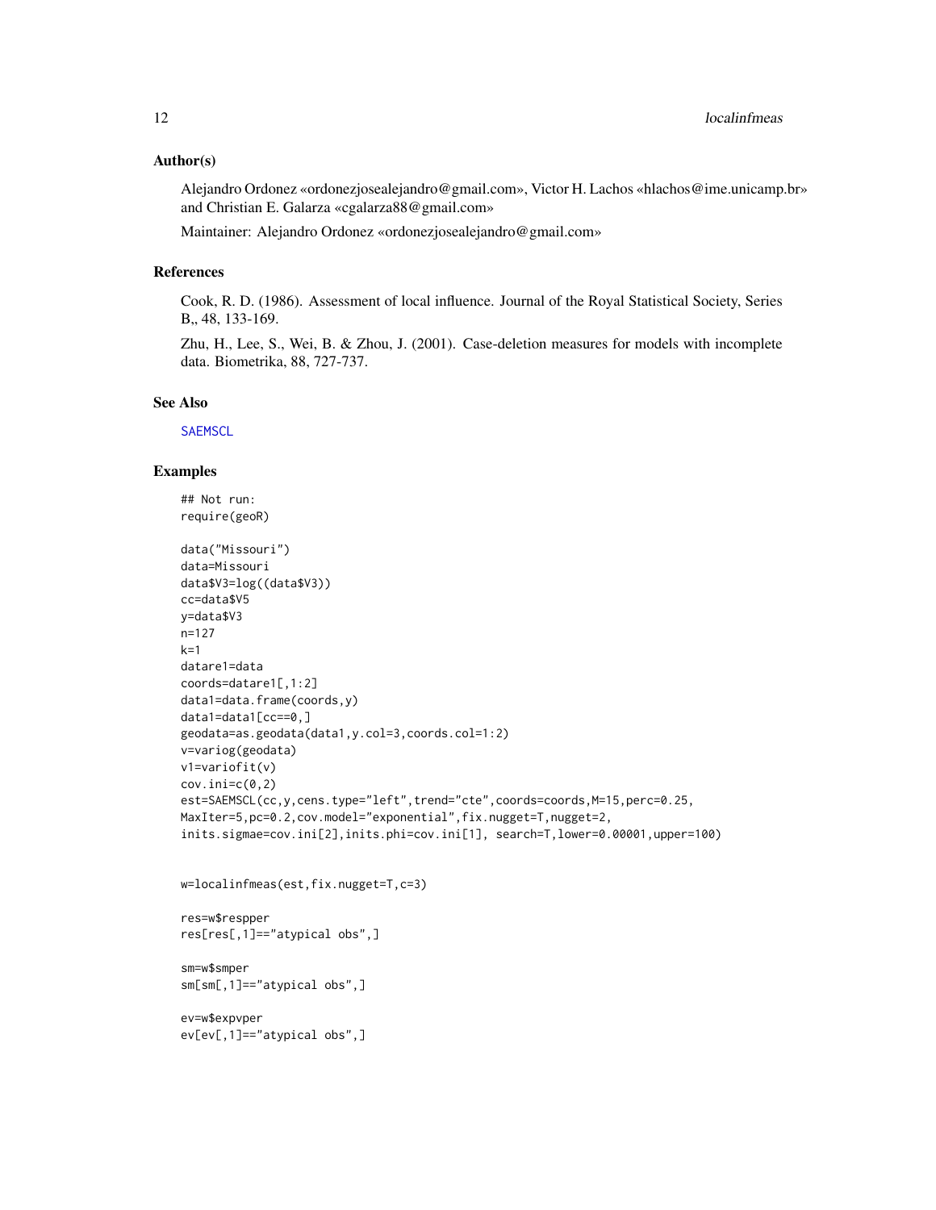### Author(s)

Alejandro Ordonez «ordonezjosealejandro@gmail.com», Victor H. Lachos «hlachos@ime.unicamp.br» and Christian E. Galarza «cgalarza88@gmail.com»

Maintainer: Alejandro Ordonez «ordonezjosealejandro@gmail.com»

### References

Cook, R. D. (1986). Assessment of local influence. Journal of the Royal Statistical Society, Series B,, 48, 133-169.

Zhu, H., Lee, S., Wei, B. & Zhou, J. (2001). Case-deletion measures for models with incomplete data. Biometrika, 88, 727-737.

### See Also

SAEMSCL

### Examples

```
## Not run:
require(geoR)

data("Missouri")
data=Missouri
data$V3=log((data$V3))
cc=data$V5
y=data$V3
n=127
k=1
datare1=data
coords=datare1[,1:2]
data1=data.frame(coords,y)
data1=data1[cc==0,]
geodata=as.geodata(data1,y.col=3,coords.col=1:2)
v=variog(geodata)
v1=variofit(v)
cov.ini=c(0,2)
est=SAEMSCL(cc,y,cens.type="left",trend="cte",coords=coords,M=15,perc=0.25,
MaxIter=5,pc=0.2,cov.model="exponential",fix.nugget=T,nugget=2,
inits.sigmae=cov.ini[2],inits.phi=cov.ini[1], search=T,lower=0.00001,upper=100)


w=localinfmeas(est,fix.nugget=T,c=3)

res=w$respper
res[res[,1]=="atypical obs",]

sm=w$smper
sm[sm[,1]=="atypical obs",]

ev=w$expvper
ev[ev[,1]=="atypical obs",]
```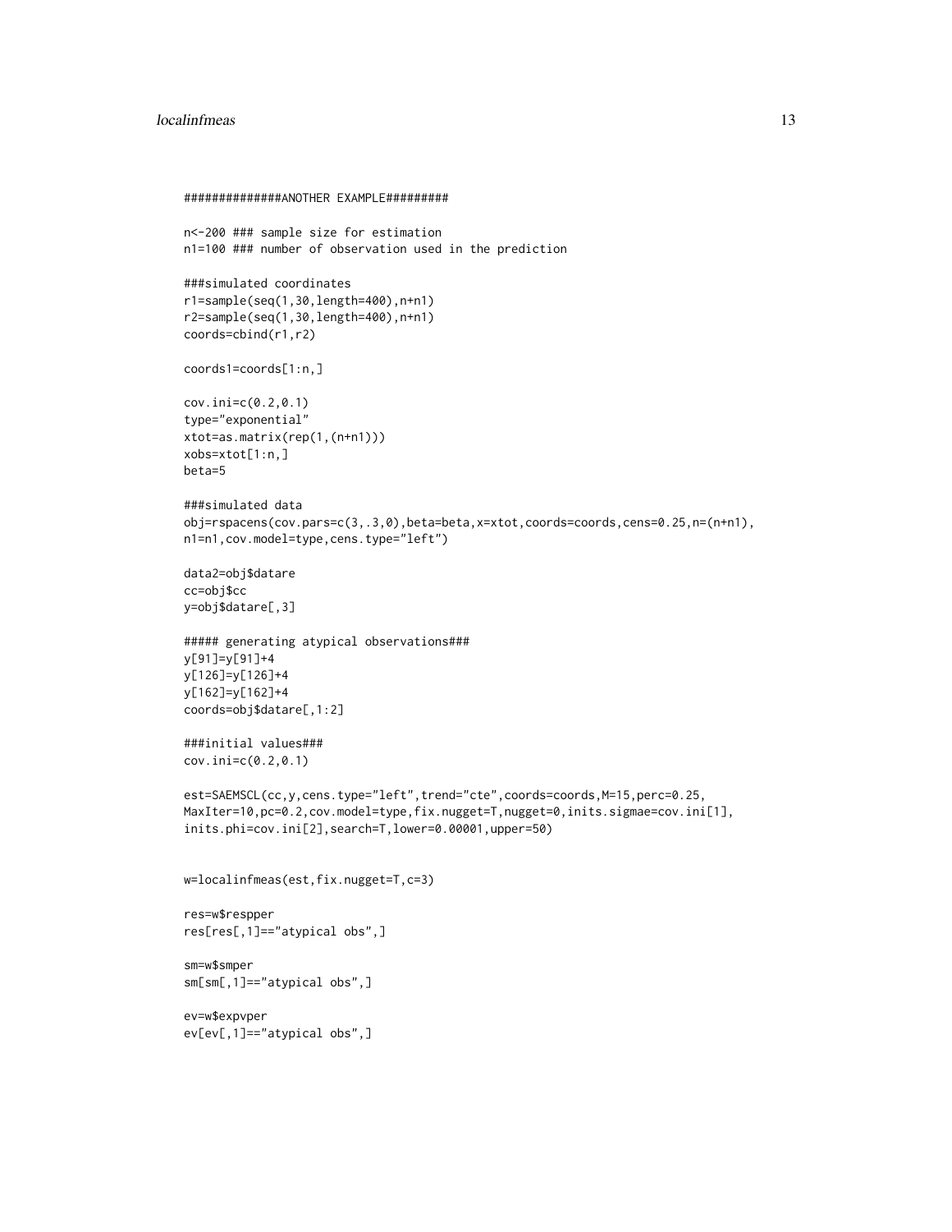```
##############ANOTHER EXAMPLE#########

n<-200 ### sample size for estimation
n1=100 ### number of observation used in the prediction

###simulated coordinates
r1=sample(seq(1,30,length=400),n+n1)
r2=sample(seq(1,30,length=400),n+n1)
coords=cbind(r1,r2)

coords1=coords[1:n,]

cov.ini=c(0.2,0.1)
type="exponential"
xtot=as.matrix(rep(1,(n+n1)))
xobs=xtot[1:n,]
beta=5

###simulated data
obj=rspacens(cov.pars=c(3,.3,0),beta=beta,x=xtot,coords=coords,cens=0.25,n=(n+n1),
n1=n1,cov.model=type,cens.type="left")

data2=obj$datare
cc=obj$cc
y=obj$datare[,3]

##### generating atypical observations###
y[91]=y[91]+4
y[126]=y[126]+4
y[162]=y[162]+4
coords=obj$datare[,1:2]

###initial values###
cov.ini=c(0.2,0.1)

est=SAEMSCL(cc,y,cens.type="left",trend="cte",coords=coords,M=15,perc=0.25,
MaxIter=10,pc=0.2,cov.model=type,fix.nugget=T,nugget=0,inits.sigmae=cov.ini[1],
inits.phi=cov.ini[2],search=T,lower=0.00001,upper=50)


w=localinfmeas(est,fix.nugget=T,c=3)

res=w$respper
res[res[,1]=="atypical obs",]

sm=w$smper
sm[sm[,1]=="atypical obs",]

ev=w$expvper
ev[ev[,1]=="atypical obs",]
```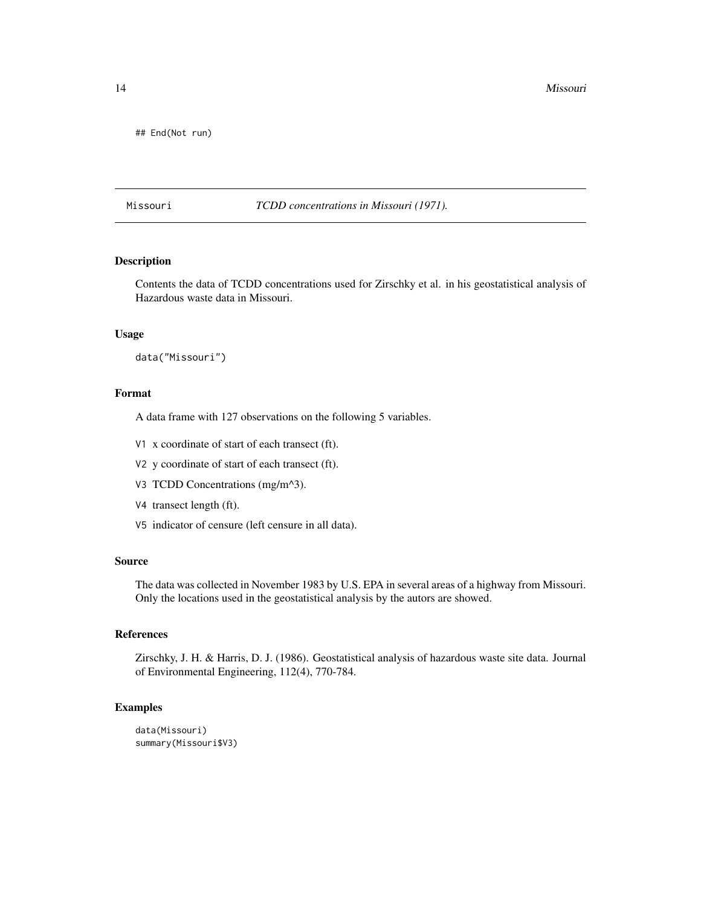```
## End(Not run)
```

---

Missouri *TCDD concentrations in Missouri (1971).*

---

### Description

Contents the data of TCDD concentrations used for Zirschky et al. in his geostatistical analysis of Hazardous waste data in Missouri.

### Usage

```
data("Missouri")
```

### Format

A data frame with 127 observations on the following 5 variables.

- `V1` x coordinate of start of each transect (ft).
- `V2` y coordinate of start of each transect (ft).
- `V3` TCDD Concentrations (mg/m^3).
- `V4` transect length (ft).
- `V5` indicator of censure (left censure in all data).

### Source

The data was collected in November 1983 by U.S. EPA in several areas of a highway from Missouri. Only the locations used in the geostatistical analysis by the autors are showed.

### References

Zirschky, J. H. & Harris, D. J. (1986). Geostatistical analysis of hazardous waste site data. Journal of Environmental Engineering, 112(4), 770-784.

### Examples

```
data(Missouri)
summary(Missouri$V3)
```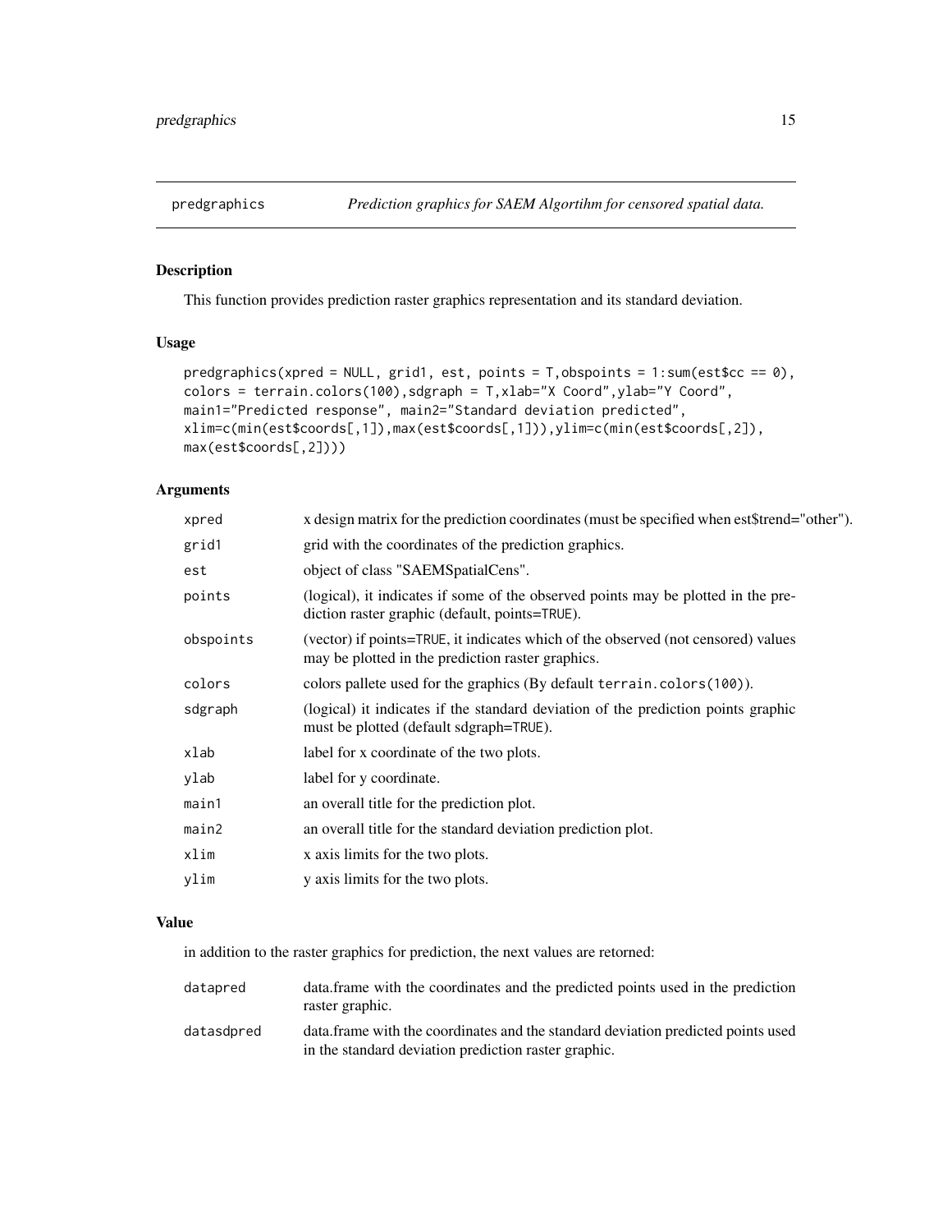# predgraphics — *Prediction graphics for SAEM Algortihm for censored spatial data.*

## Description

This function provides prediction raster graphics representation and its standard deviation.

## Usage

```
predgraphics(xpred = NULL, grid1, est, points = T,obspoints = 1:sum(est$cc == 0),
colors = terrain.colors(100),sdgraph = T,xlab="X Coord",ylab="Y Coord",
main1="Predicted response", main2="Standard deviation predicted",
xlim=c(min(est$coords[,1]),max(est$coords[,1])),ylim=c(min(est$coords[,2]),
max(est$coords[,2])))
```

## Arguments

| | |
|---|---|
| `xpred` | x design matrix for the prediction coordinates (must be specified when est$trend="other"). |
| `grid1` | grid with the coordinates of the prediction graphics. |
| `est` | object of class "SAEMSpatialCens". |
| `points` | (logical), it indicates if some of the observed points may be plotted in the prediction raster graphic (default, points=TRUE). |
| `obspoints` | (vector) if points=TRUE, it indicates which of the observed (not censored) values may be plotted in the prediction raster graphics. |
| `colors` | colors pallete used for the graphics (By default `terrain.colors(100)`). |
| `sdgraph` | (logical) it indicates if the standard deviation of the prediction points graphic must be plotted (default sdgraph=TRUE). |
| `xlab` | label for x coordinate of the two plots. |
| `ylab` | label for y coordinate. |
| `main1` | an overall title for the prediction plot. |
| `main2` | an overall title for the standard deviation prediction plot. |
| `xlim` | x axis limits for the two plots. |
| `ylim` | y axis limits for the two plots. |

## Value

in addition to the raster graphics for prediction, the next values are retorned:

| | |
|---|---|
| `datapred` | data.frame with the coordinates and the predicted points used in the prediction raster graphic. |
| `datasdpred` | data.frame with the coordinates and the standard deviation predicted points used in the standard deviation prediction raster graphic. |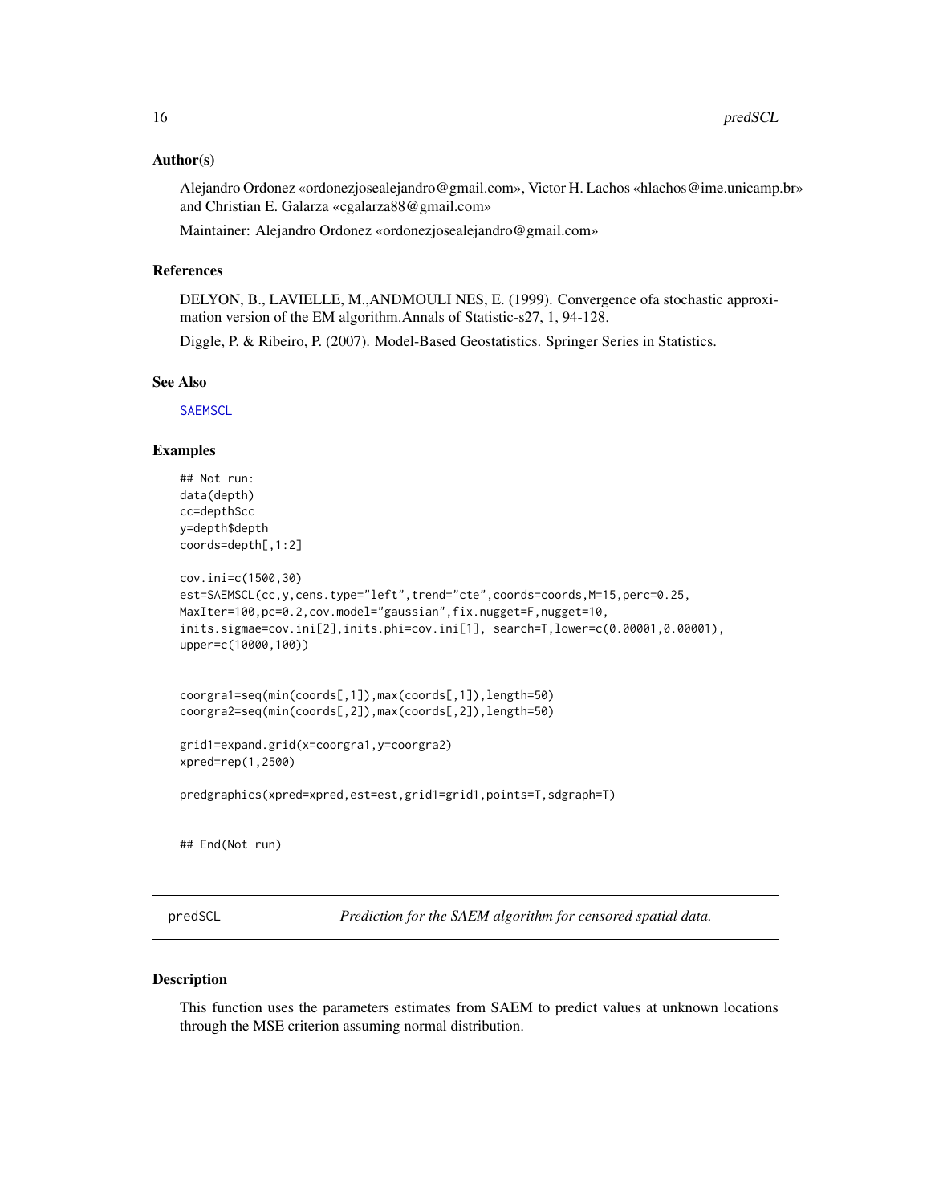### Author(s)

Alejandro Ordonez «ordonezjosealejandro@gmail.com», Victor H. Lachos «hlachos@ime.unicamp.br» and Christian E. Galarza «cgalarza88@gmail.com»

Maintainer: Alejandro Ordonez «ordonezjosealejandro@gmail.com»

### References

DELYON, B., LAVIELLE, M.,ANDMOULI NES, E. (1999). Convergence ofa stochastic approximation version of the EM algorithm.Annals of Statistic-s27, 1, 94-128.

Diggle, P. & Ribeiro, P. (2007). Model-Based Geostatistics. Springer Series in Statistics.

### See Also

SAEMSCL

### Examples

```
## Not run:
data(depth)
cc=depth$cc
y=depth$depth
coords=depth[,1:2]

cov.ini=c(1500,30)
est=SAEMSCL(cc,y,cens.type="left",trend="cte",coords=coords,M=15,perc=0.25,
MaxIter=100,pc=0.2,cov.model="gaussian",fix.nugget=F,nugget=10,
inits.sigmae=cov.ini[2],inits.phi=cov.ini[1], search=T,lower=c(0.00001,0.00001),
upper=c(10000,100))


coorgra1=seq(min(coords[,1]),max(coords[,1]),length=50)
coorgra2=seq(min(coords[,2]),max(coords[,2]),length=50)

grid1=expand.grid(x=coorgra1,y=coorgra2)
xpred=rep(1,2500)

predgraphics(xpred=xpred,est=est,grid1=grid1,points=T,sdgraph=T)


## End(Not run)
```

---

## predSCL — *Prediction for the SAEM algorithm for censored spatial data.*

### Description

This function uses the parameters estimates from SAEM to predict values at unknown locations through the MSE criterion assuming normal distribution.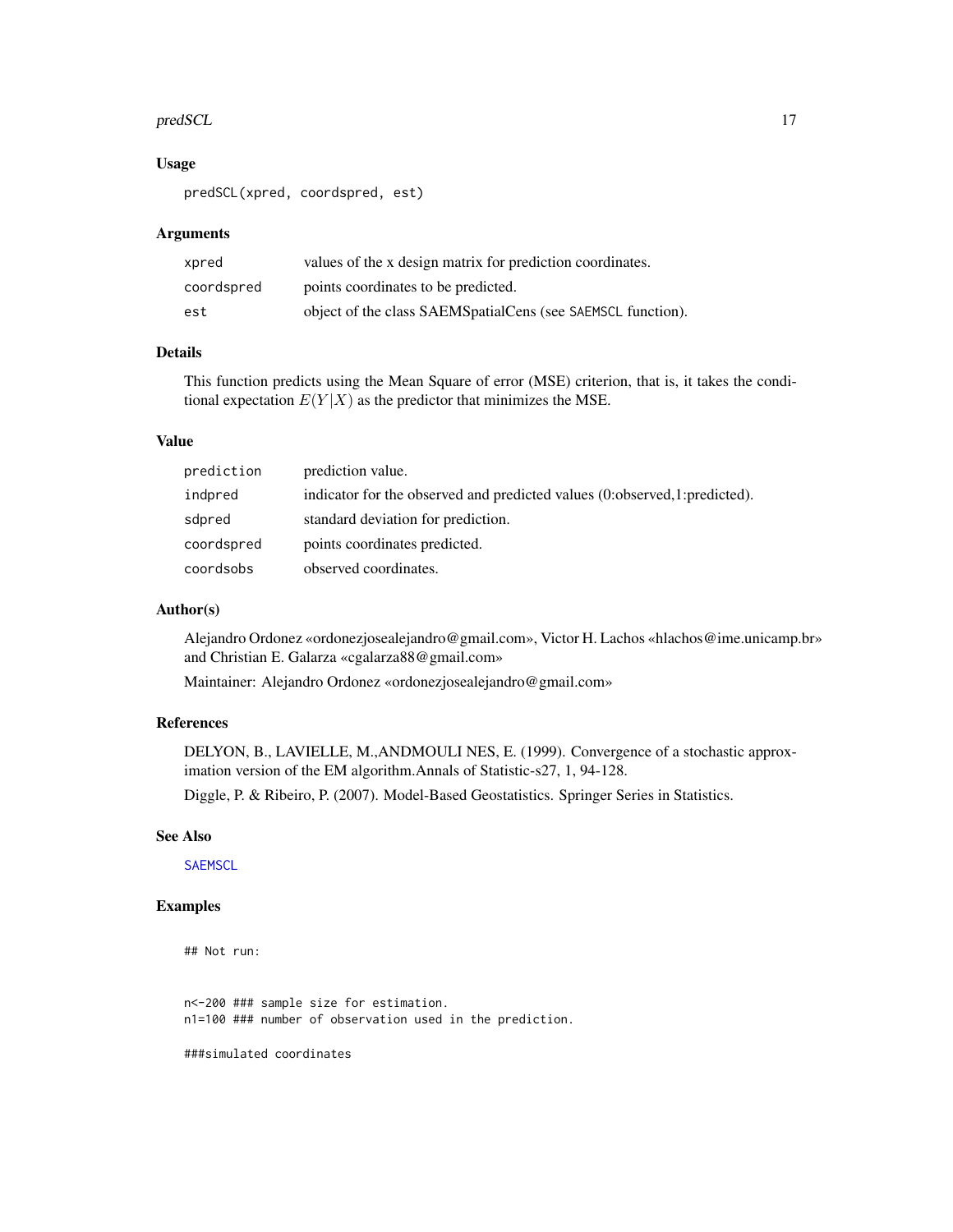## Usage

```
predSCL(xpred, coordspred, est)
```

## Arguments

| | |
|---|---|
| xpred | values of the x design matrix for prediction coordinates. |
| coordspred | points coordinates to be predicted. |
| est | object of the class SAEMSpatialCens (see SAEMSCL function). |

## Details

This function predicts using the Mean Square of error (MSE) criterion, that is, it takes the conditional expectation $E(Y|X)$ as the predictor that minimizes the MSE.

## Value

| | |
|---|---|
| prediction | prediction value. |
| indpred | indicator for the observed and predicted values (0:observed,1:predicted). |
| sdpred | standard deviation for prediction. |
| coordspred | points coordinates predicted. |
| coordsobs | observed coordinates. |

## Author(s)

Alejandro Ordonez «ordonezjosealejandro@gmail.com», Victor H. Lachos «hlachos@ime.unicamp.br» and Christian E. Galarza «cgalarza88@gmail.com»

Maintainer: Alejandro Ordonez «ordonezjosealejandro@gmail.com»

## References

DELYON, B., LAVIELLE, M.,ANDMOULI NES, E. (1999). Convergence of a stochastic approximation version of the EM algorithm.Annals of Statistic-s27, 1, 94-128.

Diggle, P. & Ribeiro, P. (2007). Model-Based Geostatistics. Springer Series in Statistics.

## See Also

SAEMSCL

## Examples

```
## Not run:


n<-200 ### sample size for estimation.
n1=100 ### number of observation used in the prediction.

###simulated coordinates
```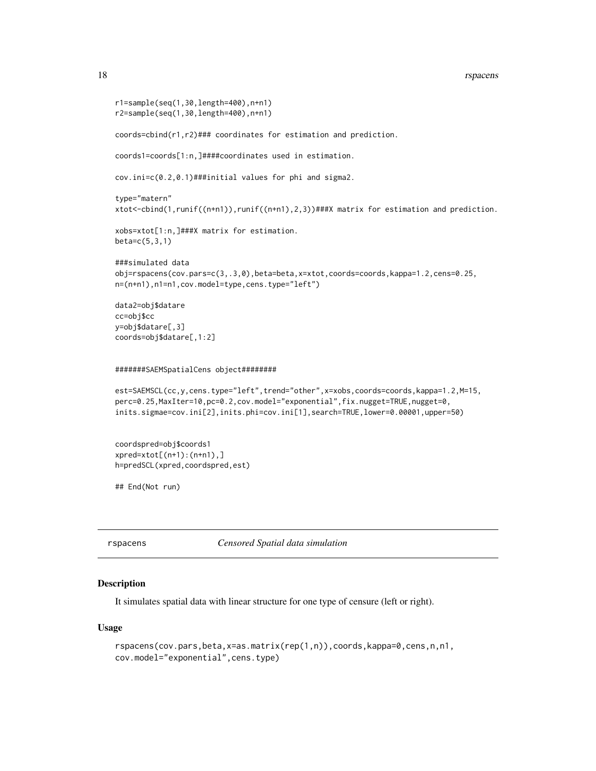```
r1=sample(seq(1,30,length=400),n+n1)
r2=sample(seq(1,30,length=400),n+n1)

coords=cbind(r1,r2)### coordinates for estimation and prediction.

coords1=coords[1:n,]####coordinates used in estimation.

cov.ini=c(0.2,0.1)###initial values for phi and sigma2.

type="matern"
xtot<-cbind(1,runif((n+n1)),runif((n+n1),2,3))###X matrix for estimation and prediction.

xobs=xtot[1:n,]###X matrix for estimation.
beta=c(5,3,1)

###simulated data
obj=rspacens(cov.pars=c(3,.3,0),beta=beta,x=xtot,coords=coords,kappa=1.2,cens=0.25,
n=(n+n1),n1=n1,cov.model=type,cens.type="left")

data2=obj$datare
cc=obj$cc
y=obj$datare[,3]
coords=obj$datare[,1:2]


#######SAEMSpatialCens object########

est=SAEMSCL(cc,y,cens.type="left",trend="other",x=xobs,coords=coords,kappa=1.2,M=15,
perc=0.25,MaxIter=10,pc=0.2,cov.model="exponential",fix.nugget=TRUE,nugget=0,
inits.sigmae=cov.ini[2],inits.phi=cov.ini[1],search=TRUE,lower=0.00001,upper=50)


coordspred=obj$coords1
xpred=xtot[(n+1):(n+n1),]
h=predSCL(xpred,coordspred,est)

## End(Not run)
```

## rspacens *Censored Spatial data simulation*

### Description

It simulates spatial data with linear structure for one type of censure (left or right).

### Usage

```
rspacens(cov.pars,beta,x=as.matrix(rep(1,n)),coords,kappa=0,cens,n,n1,
cov.model="exponential",cens.type)
```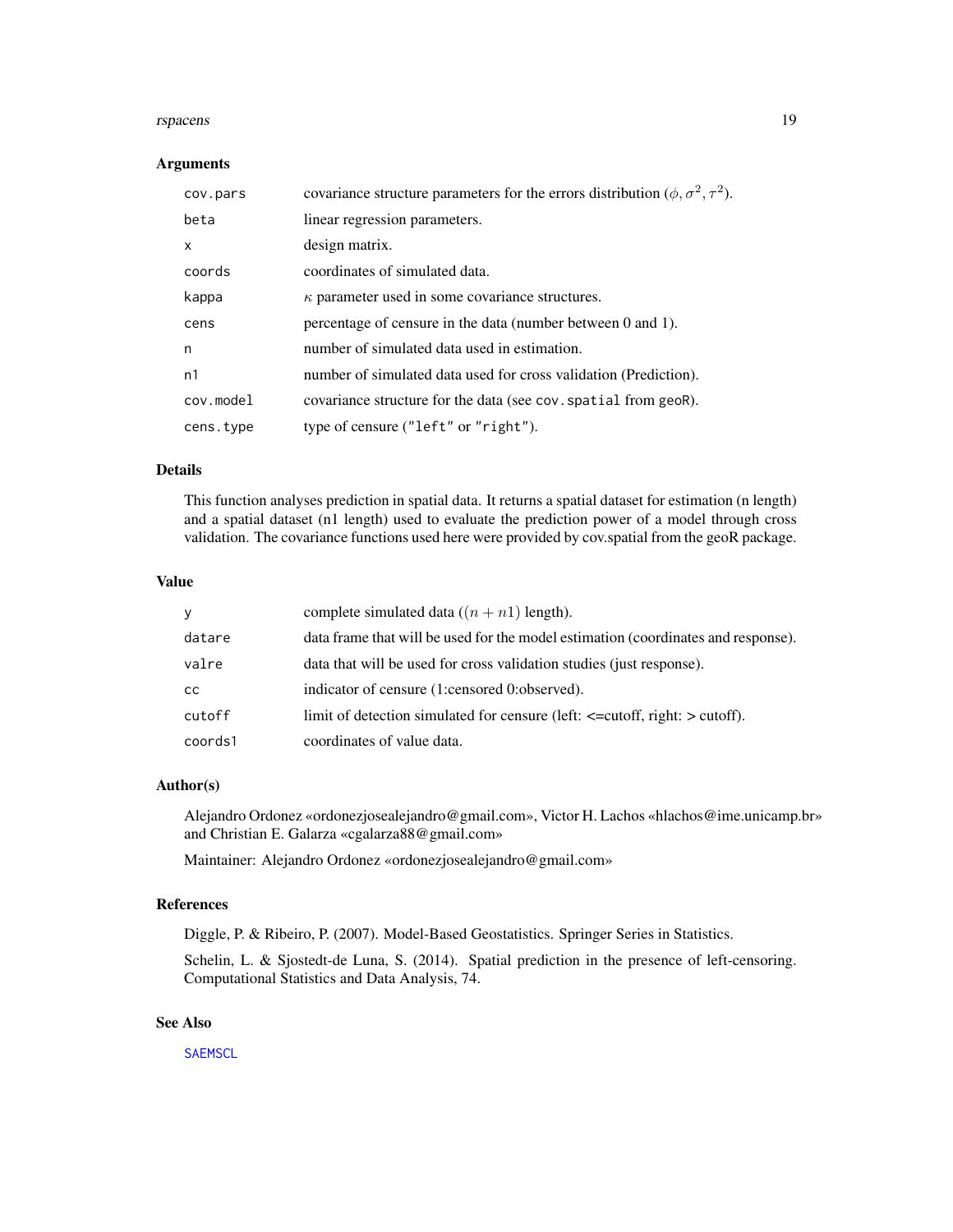### Arguments

| | |
|---|---|
| `cov.pars` | covariance structure parameters for the errors distribution $(\phi, \sigma^2, \tau^2)$. |
| `beta` | linear regression parameters. |
| `x` | design matrix. |
| `coords` | coordinates of simulated data. |
| `kappa` | $\kappa$ parameter used in some covariance structures. |
| `cens` | percentage of censure in the data (number between 0 and 1). |
| `n` | number of simulated data used in estimation. |
| `n1` | number of simulated data used for cross validation (Prediction). |
| `cov.model` | covariance structure for the data (see `cov.spatial` from `geoR`). |
| `cens.type` | type of censure (`"left"` or `"right"`). |

### Details

This function analyses prediction in spatial data. It returns a spatial dataset for estimation (n length) and a spatial dataset (n1 length) used to evaluate the prediction power of a model through cross validation. The covariance functions used here were provided by cov.spatial from the geoR package.

### Value

| | |
|---|---|
| `y` | complete simulated data ($(n + n1)$ length). |
| `datare` | data frame that will be used for the model estimation (coordinates and response). |
| `valre` | data that will be used for cross validation studies (just response). |
| `cc` | indicator of censure (1:censored 0:observed). |
| `cutoff` | limit of detection simulated for censure (left: <=cutoff, right: > cutoff). |
| `coords1` | coordinates of value data. |

### Author(s)

Alejandro Ordonez «ordonezjosealejandro@gmail.com», Victor H. Lachos «hlachos@ime.unicamp.br» and Christian E. Galarza «cgalarza88@gmail.com»

Maintainer: Alejandro Ordonez «ordonezjosealejandro@gmail.com»

### References

Diggle, P. & Ribeiro, P. (2007). Model-Based Geostatistics. Springer Series in Statistics.

Schelin, L. & Sjostedt-de Luna, S. (2014). Spatial prediction in the presence of left-censoring. Computational Statistics and Data Analysis, 74.

### See Also

SAEMSCL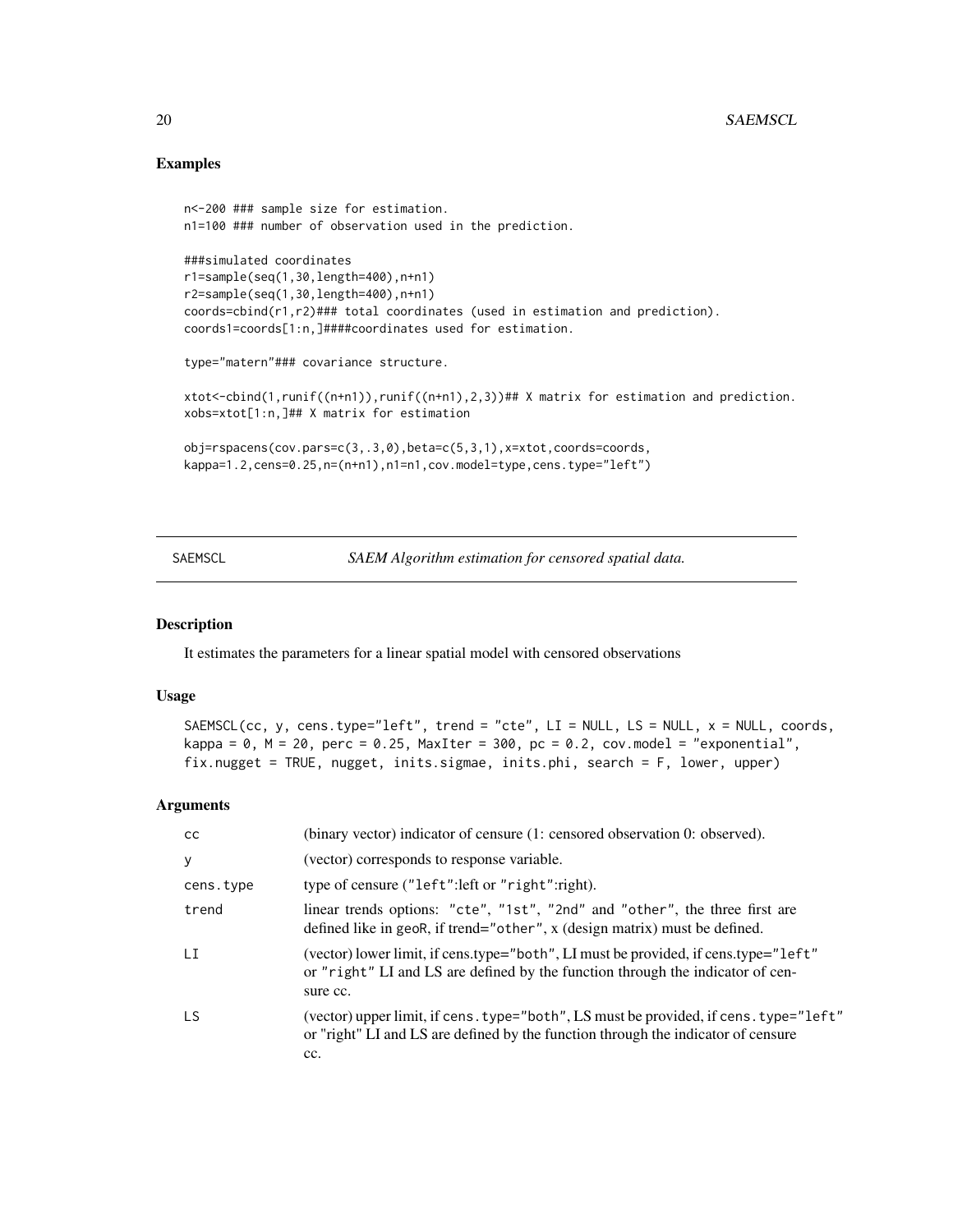## Examples

```
n<-200 ### sample size for estimation.
n1=100 ### number of observation used in the prediction.

###simulated coordinates
r1=sample(seq(1,30,length=400),n+n1)
r2=sample(seq(1,30,length=400),n+n1)
coords=cbind(r1,r2)### total coordinates (used in estimation and prediction).
coords1=coords[1:n,]####coordinates used for estimation.

type="matern"### covariance structure.

xtot<-cbind(1,runif((n+n1)),runif((n+n1),2,3))## X matrix for estimation and prediction.
xobs=xtot[1:n,]## X matrix for estimation

obj=rspacens(cov.pars=c(3,.3,0),beta=c(5,3,1),x=xtot,coords=coords,
kappa=1.2,cens=0.25,n=(n+n1),n1=n1,cov.model=type,cens.type="left")
```

---

SAEMSCL — *SAEM Algorithm estimation for censored spatial data.*

---

## Description

It estimates the parameters for a linear spatial model with censored observations

## Usage

```
SAEMSCL(cc, y, cens.type="left", trend = "cte", LI = NULL, LS = NULL, x = NULL, coords,
kappa = 0, M = 20, perc = 0.25, MaxIter = 300, pc = 0.2, cov.model = "exponential",
fix.nugget = TRUE, nugget, inits.sigmae, inits.phi, search = F, lower, upper)
```

## Arguments

| | |
|---|---|
| cc | (binary vector) indicator of censure (1: censored observation 0: observed). |
| y | (vector) corresponds to response variable. |
| cens.type | type of censure ("left":left or "right":right). |
| trend | linear trends options: "cte", "1st", "2nd" and "other", the three first are defined like in geoR, if trend="other", x (design matrix) must be defined. |
| LI | (vector) lower limit, if cens.type="both", LI must be provided, if cens.type="left" or "right" LI and LS are defined by the function through the indicator of censure cc. |
| LS | (vector) upper limit, if cens.type="both", LS must be provided, if cens.type="left" or "right" LI and LS are defined by the function through the indicator of censure cc. |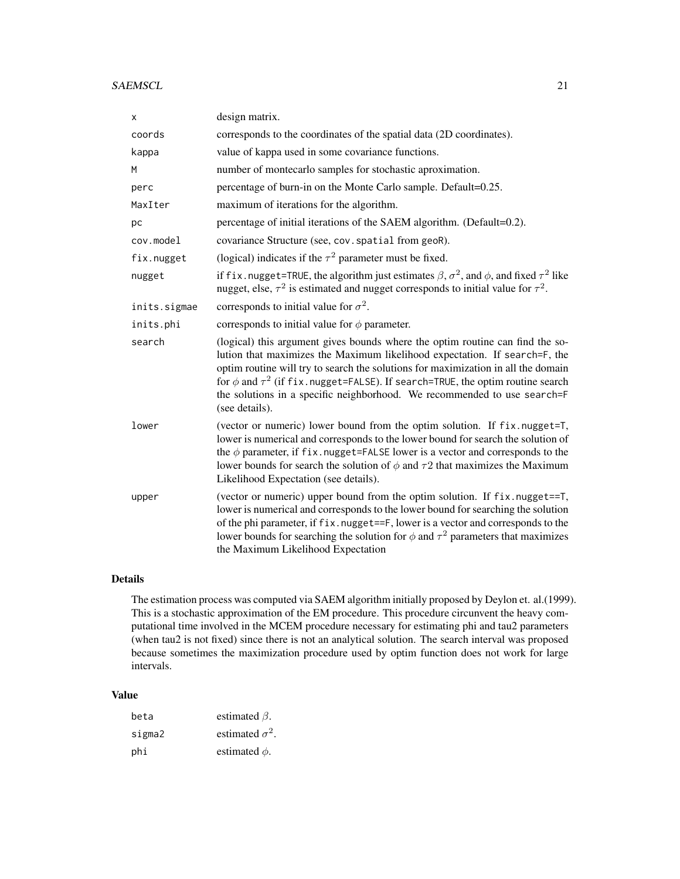| | |
|---|---|
| `x` | design matrix. |
| `coords` | corresponds to the coordinates of the spatial data (2D coordinates). |
| `kappa` | value of kappa used in some covariance functions. |
| `M` | number of montecarlo samples for stochastic aproximation. |
| `perc` | percentage of burn-in on the Monte Carlo sample. Default=0.25. |
| `MaxIter` | maximum of iterations for the algorithm. |
| `pc` | percentage of initial iterations of the SAEM algorithm. (Default=0.2). |
| `cov.model` | covariance Structure (see, `cov.spatial` from `geoR`). |
| `fix.nugget` | (logical) indicates if the $\tau^2$ parameter must be fixed. |
| `nugget` | if `fix.nugget=TRUE`, the algorithm just estimates $\beta$, $\sigma^2$, and $\phi$, and fixed $\tau^2$ like nugget, else, $\tau^2$ is estimated and nugget corresponds to initial value for $\tau^2$. |
| `inits.sigmae` | corresponds to initial value for $\sigma^2$. |
| `inits.phi` | corresponds to initial value for $\phi$ parameter. |
| `search` | (logical) this argument gives bounds where the optim routine can find the solution that maximizes the Maximum likelihood expectation. If `search=F`, the optim routine will try to search the solutions for maximization in all the domain for $\phi$ and $\tau^2$ (if `fix.nugget=FALSE`). If `search=TRUE`, the optim routine search the solutions in a specific neighborhood. We recommended to use `search=F` (see details). |
| `lower` | (vector or numeric) lower bound from the optim solution. If `fix.nugget=T`, lower is numerical and corresponds to the lower bound for search the solution of the $\phi$ parameter, if `fix.nugget=FALSE` lower is a vector and corresponds to the lower bounds for search the solution of $\phi$ and $\tau 2$ that maximizes the Maximum Likelihood Expectation (see details). |
| `upper` | (vector or numeric) upper bound from the optim solution. If `fix.nugget==T`, lower is numerical and corresponds to the lower bound for searching the solution of the phi parameter, if `fix.nugget==F`, lower is a vector and corresponds to the lower bounds for searching the solution for $\phi$ and $\tau^2$ parameters that maximizes the Maximum Likelihood Expectation |

## Details

The estimation process was computed via SAEM algorithm initially proposed by Deylon et. al.(1999). This is a stochastic approximation of the EM procedure. This procedure circunvent the heavy computational time involved in the MCEM procedure necessary for estimating phi and tau2 parameters (when tau2 is not fixed) since there is not an analytical solution. The search interval was proposed because sometimes the maximization procedure used by optim function does not work for large intervals.

## Value

| | |
|---|---|
| `beta` | estimated $\beta$. |
| `sigma2` | estimated $\sigma^2$. |
| `phi` | estimated $\phi$. |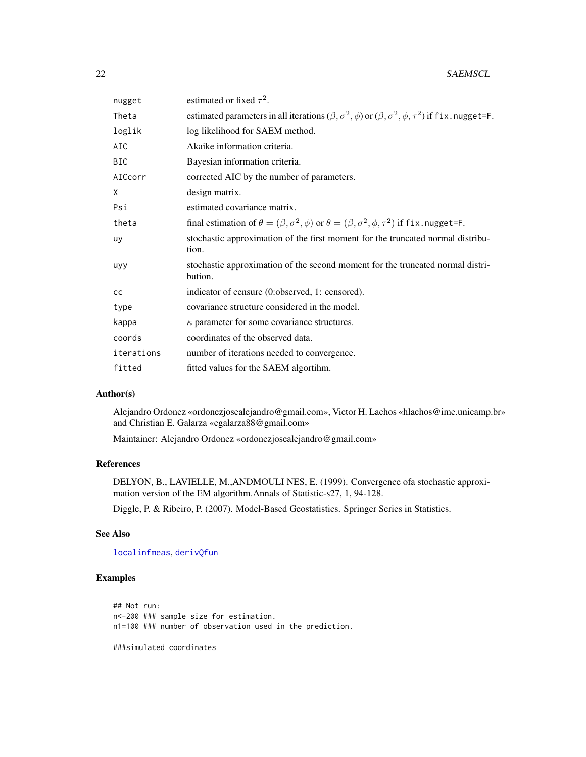| | |
|---|---|
| nugget | estimated or fixed $\tau^2$. |
| Theta | estimated parameters in all iterations $(\beta, \sigma^2, \phi)$ or $(\beta, \sigma^2, \phi, \tau^2)$ if fix.nugget=F. |
| loglik | log likelihood for SAEM method. |
| AIC | Akaike information criteria. |
| BIC | Bayesian information criteria. |
| AICcorr | corrected AIC by the number of parameters. |
| X | design matrix. |
| Psi | estimated covariance matrix. |
| theta | final estimation of $\theta = (\beta, \sigma^2, \phi)$ or $\theta = (\beta, \sigma^2, \phi, \tau^2)$ if fix.nugget=F. |
| uy | stochastic approximation of the first moment for the truncated normal distribution. |
| uyy | stochastic approximation of the second moment for the truncated normal distribution. |
| cc | indicator of censure (0:observed, 1: censored). |
| type | covariance structure considered in the model. |
| kappa | $\kappa$ parameter for some covariance structures. |
| coords | coordinates of the observed data. |
| iterations | number of iterations needed to convergence. |
| fitted | fitted values for the SAEM algortihm. |

## Author(s)

Alejandro Ordonez «ordonezjosealejandro@gmail.com», Victor H. Lachos «hlachos@ime.unicamp.br» and Christian E. Galarza «cgalarza88@gmail.com»

Maintainer: Alejandro Ordonez «ordonezjosealejandro@gmail.com»

## References

DELYON, B., LAVIELLE, M.,ANDMOULI NES, E. (1999). Convergence ofa stochastic approximation version of the EM algorithm.Annals of Statistic-s27, 1, 94-128.

Diggle, P. & Ribeiro, P. (2007). Model-Based Geostatistics. Springer Series in Statistics.

## See Also

localinfmeas, derivQfun

## Examples

```
## Not run:
n<-200 ### sample size for estimation.
n1=100 ### number of observation used in the prediction.

###simulated coordinates
```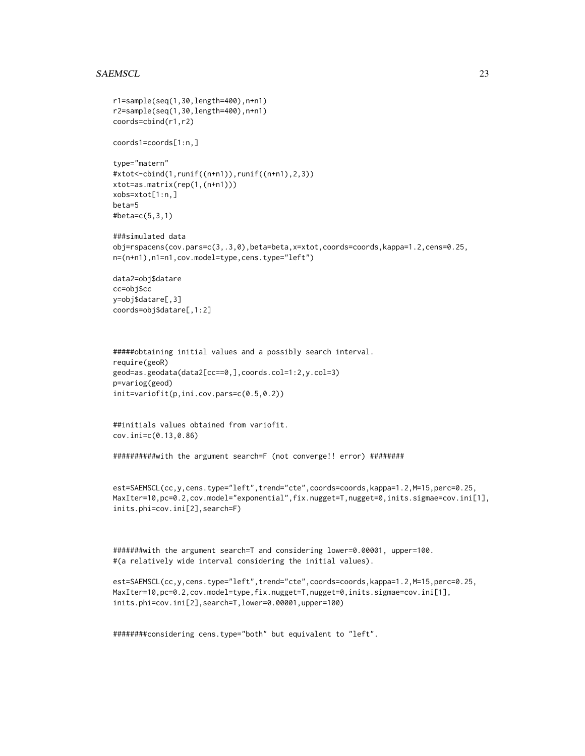```
r1=sample(seq(1,30,length=400),n+n1)
r2=sample(seq(1,30,length=400),n+n1)
coords=cbind(r1,r2)

coords1=coords[1:n,]

type="matern"
#xtot<-cbind(1,runif((n+n1)),runif((n+n1),2,3))
xtot=as.matrix(rep(1,(n+n1)))
xobs=xtot[1:n,]
beta=5
#beta=c(5,3,1)

###simulated data
obj=rspacens(cov.pars=c(3,.3,0),beta=beta,x=xtot,coords=coords,kappa=1.2,cens=0.25,
n=(n+n1),n1=n1,cov.model=type,cens.type="left")

data2=obj$datare
cc=obj$cc
y=obj$datare[,3]
coords=obj$datare[,1:2]



#####obtaining initial values and a possibly search interval.
require(geoR)
geod=as.geodata(data2[cc==0,],coords.col=1:2,y.col=3)
p=variog(geod)
init=variofit(p,ini.cov.pars=c(0.5,0.2))


##initials values obtained from variofit.
cov.ini=c(0.13,0.86)

##########with the argument search=F (not converge!! error) ########


est=SAEMSCL(cc,y,cens.type="left",trend="cte",coords=coords,kappa=1.2,M=15,perc=0.25,
MaxIter=10,pc=0.2,cov.model="exponential",fix.nugget=T,nugget=0,inits.sigmae=cov.ini[1],
inits.phi=cov.ini[2],search=F)



#######with the argument search=T and considering lower=0.00001, upper=100.
#(a relatively wide interval considering the initial values).

est=SAEMSCL(cc,y,cens.type="left",trend="cte",coords=coords,kappa=1.2,M=15,perc=0.25,
MaxIter=10,pc=0.2,cov.model=type,fix.nugget=T,nugget=0,inits.sigmae=cov.ini[1],
inits.phi=cov.ini[2],search=T,lower=0.00001,upper=100)


########considering cens.type="both" but equivalent to "left".
```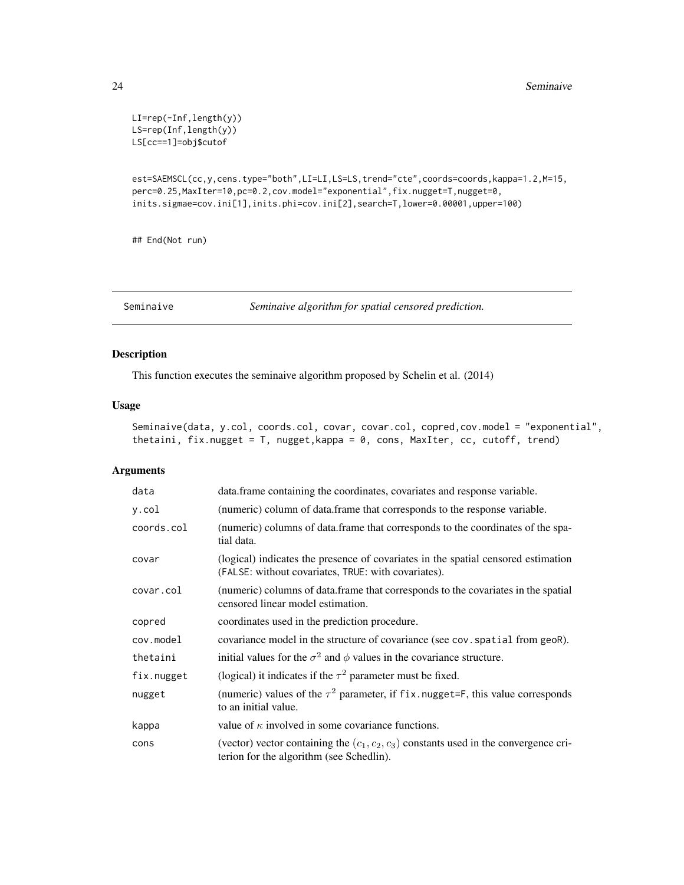```
LI=rep(-Inf,length(y))
LS=rep(Inf,length(y))
LS[cc==1]=obj$cutof


est=SAEMSCL(cc,y,cens.type="both",LI=LI,LS=LS,trend="cte",coords=coords,kappa=1.2,M=15,
perc=0.25,MaxIter=10,pc=0.2,cov.model="exponential",fix.nugget=T,nugget=0,
inits.sigmae=cov.ini[1],inits.phi=cov.ini[2],search=T,lower=0.00001,upper=100)


## End(Not run)
```

## Seminaive — *Seminaive algorithm for spatial censored prediction.*

### Description

This function executes the seminaive algorithm proposed by Schelin et al. (2014)

### Usage

```
Seminaive(data, y.col, coords.col, covar, covar.col, copred,cov.model = "exponential",
thetaini, fix.nugget = T, nugget,kappa = 0, cons, MaxIter, cc, cutoff, trend)
```

### Arguments

| | |
|---|---|
| data | data.frame containing the coordinates, covariates and response variable. |
| y.col | (numeric) column of data.frame that corresponds to the response variable. |
| coords.col | (numeric) columns of data.frame that corresponds to the coordinates of the spatial data. |
| covar | (logical) indicates the presence of covariates in the spatial censored estimation (FALSE: without covariates, TRUE: with covariates). |
| covar.col | (numeric) columns of data.frame that corresponds to the covariates in the spatial censored linear model estimation. |
| copred | coordinates used in the prediction procedure. |
| cov.model | covariance model in the structure of covariance (see cov.spatial from geoR). |
| thetaini | initial values for the $\sigma^2$ and $\phi$ values in the covariance structure. |
| fix.nugget | (logical) it indicates if the $\tau^2$ parameter must be fixed. |
| nugget | (numeric) values of the $\tau^2$ parameter, if fix.nugget=F, this value corresponds to an initial value. |
| kappa | value of $\kappa$ involved in some covariance functions. |
| cons | (vector) vector containing the $(c_1, c_2, c_3)$ constants used in the convergence criterion for the algorithm (see Schedlin). |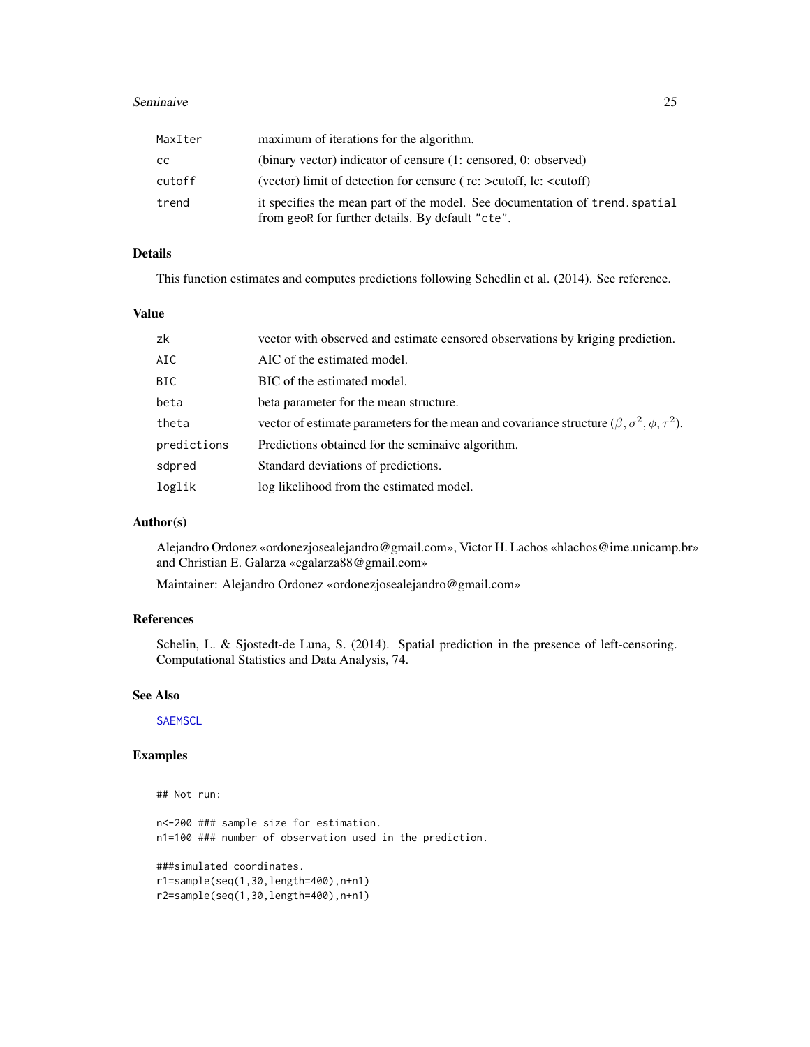| | |
|---|---|
| MaxIter | maximum of iterations for the algorithm. |
| cc | (binary vector) indicator of censure (1: censored, 0: observed) |
| cutoff | (vector) limit of detection for censure ( rc: >cutoff, lc: <cutoff) |
| trend | it specifies the mean part of the model. See documentation of trend.spatial from geoR for further details. By default "cte". |

## Details

This function estimates and computes predictions following Schedlin et al. (2014). See reference.

## Value

| | |
|---|---|
| zk | vector with observed and estimate censored observations by kriging prediction. |
| AIC | AIC of the estimated model. |
| BIC | BIC of the estimated model. |
| beta | beta parameter for the mean structure. |
| theta | vector of estimate parameters for the mean and covariance structure ($\beta, \sigma^2, \phi, \tau^2$). |
| predictions | Predictions obtained for the seminaive algorithm. |
| sdpred | Standard deviations of predictions. |
| loglik | log likelihood from the estimated model. |

## Author(s)

Alejandro Ordonez «ordonezjosealejandro@gmail.com», Victor H. Lachos «hlachos@ime.unicamp.br» and Christian E. Galarza «cgalarza88@gmail.com»

Maintainer: Alejandro Ordonez «ordonezjosealejandro@gmail.com»

## References

Schelin, L. & Sjostedt-de Luna, S. (2014). Spatial prediction in the presence of left-censoring. Computational Statistics and Data Analysis, 74.

## See Also

SAEMSCL

## Examples

```
## Not run:

n<-200 ### sample size for estimation.
n1=100 ### number of observation used in the prediction.

###simulated coordinates.
r1=sample(seq(1,30,length=400),n+n1)
r2=sample(seq(1,30,length=400),n+n1)
```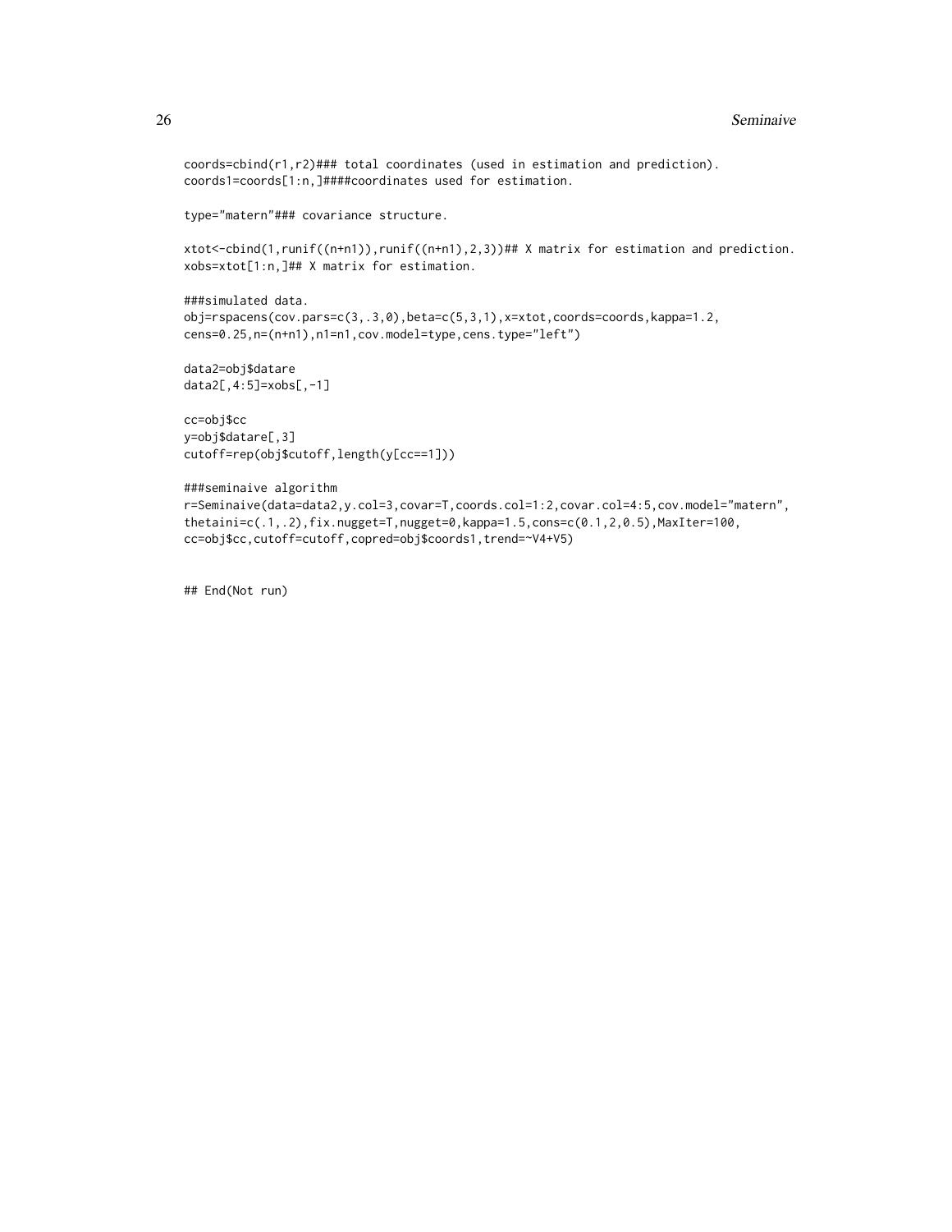```
coords=cbind(r1,r2)### total coordinates (used in estimation and prediction).
coords1=coords[1:n,]####coordinates used for estimation.

type="matern"### covariance structure.

xtot<-cbind(1,runif((n+n1)),runif((n+n1),2,3))## X matrix for estimation and prediction.
xobs=xtot[1:n,]## X matrix for estimation.

###simulated data.
obj=rspacens(cov.pars=c(3,.3,0),beta=c(5,3,1),x=xtot,coords=coords,kappa=1.2,
cens=0.25,n=(n+n1),n1=n1,cov.model=type,cens.type="left")

data2=obj$datare
data2[,4:5]=xobs[,-1]

cc=obj$cc
y=obj$datare[,3]
cutoff=rep(obj$cutoff,length(y[cc==1]))

###seminaive algorithm
r=Seminaive(data=data2,y.col=3,covar=T,coords.col=1:2,covar.col=4:5,cov.model="matern",
thetaini=c(.1,.2),fix.nugget=T,nugget=0,kappa=1.5,cons=c(0.1,2,0.5),MaxIter=100,
cc=obj$cc,cutoff=cutoff,copred=obj$coords1,trend=~V4+V5)


## End(Not run)
```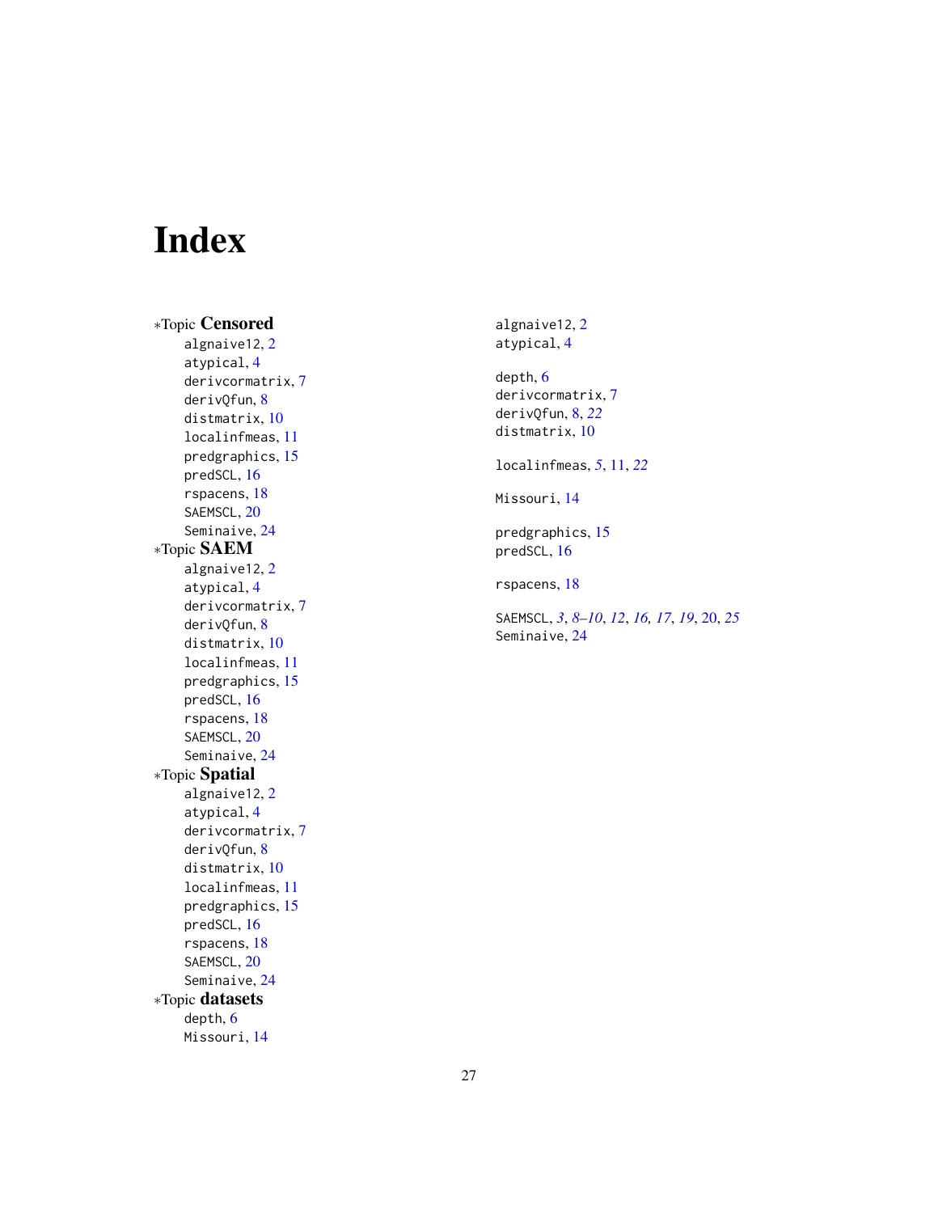# Index

∗Topic **Censored**

- algnaive12, 2
- atypical, 4
- derivcormatrix, 7
- derivQfun, 8
- distmatrix, 10
- localinfmeas, 11
- predgraphics, 15
- predSCL, 16
- rspacens, 18
- SAEMSCL, 20
- Seminaive, 24

∗Topic **SAEM**

- algnaive12, 2
- atypical, 4
- derivcormatrix, 7
- derivQfun, 8
- distmatrix, 10
- localinfmeas, 11
- predgraphics, 15
- predSCL, 16
- rspacens, 18
- SAEMSCL, 20
- Seminaive, 24

∗Topic **Spatial**

- algnaive12, 2
- atypical, 4
- derivcormatrix, 7
- derivQfun, 8
- distmatrix, 10
- localinfmeas, 11
- predgraphics, 15
- predSCL, 16
- rspacens, 18
- SAEMSCL, 20
- Seminaive, 24

∗Topic **datasets**

- depth, 6
- Missouri, 14

algnaive12, 2
atypical, 4

depth, 6
derivcormatrix, 7
derivQfun, 8, *22*
distmatrix, 10

localinfmeas, *5*, 11, *22*

Missouri, 14

predgraphics, 15
predSCL, 16

rspacens, 18

SAEMSCL, *3*, *8–10*, *12*, *16, 17*, *19*, 20, *25*
Seminaive, 24